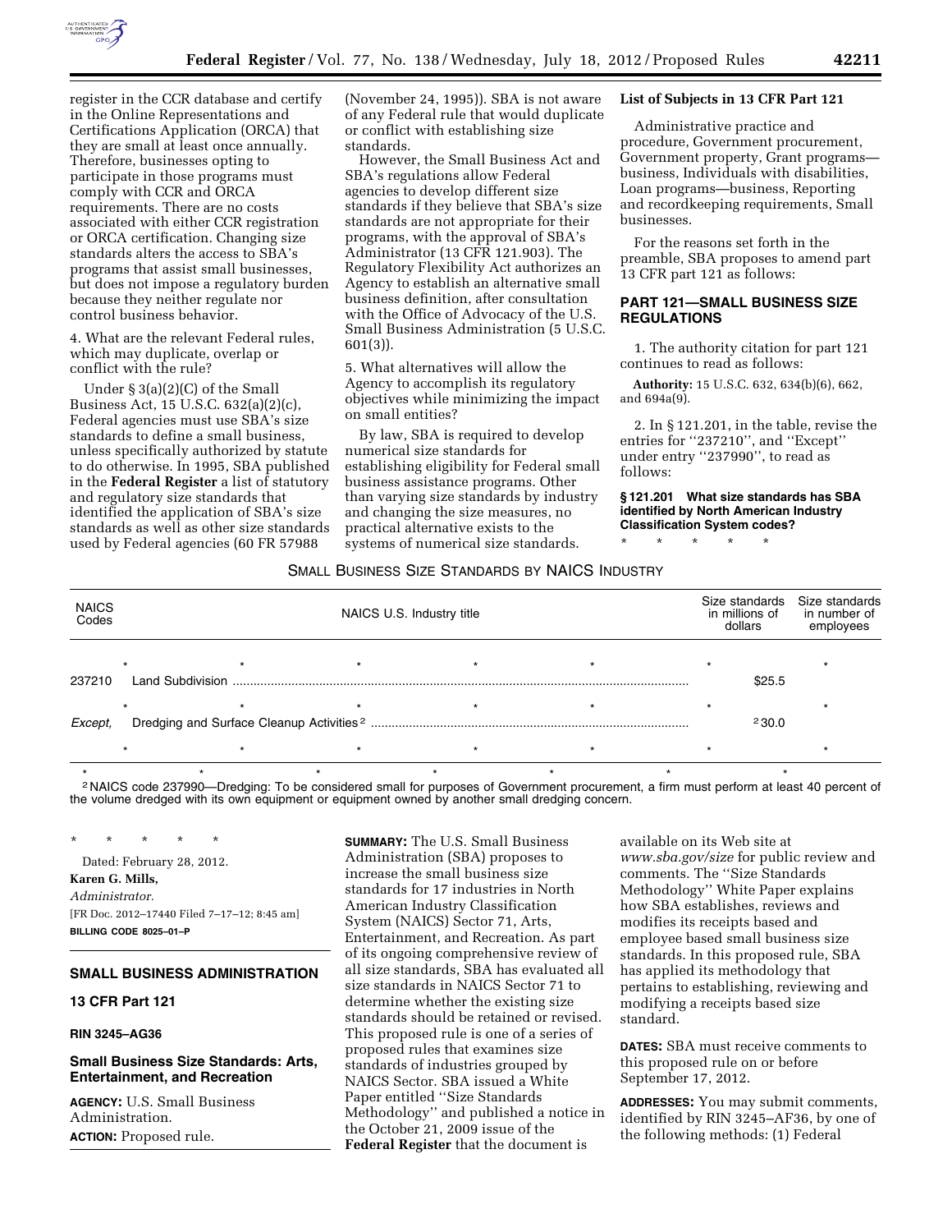register in the CCR database and certify in the Online Representations and Certifications Application (ORCA) that they are small at least once annually. Therefore, businesses opting to participate in those programs must comply with CCR and ORCA requirements. There are no costs associated with either CCR registration or ORCA certification. Changing size standards alters the access to SBA's programs that assist small businesses, but does not impose a regulatory burden because they neither regulate nor control business behavior.

4. What are the relevant Federal rules, which may duplicate, overlap or conflict with the rule?

Under § 3(a)(2)(C) of the Small Business Act, 15 U.S.C. 632(a)(2)(c), Federal agencies must use SBA's size standards to define a small business, unless specifically authorized by statute to do otherwise. In 1995, SBA published in the **Federal Register** a list of statutory and regulatory size standards that identified the application of SBA's size standards as well as other size standards used by Federal agencies (60 FR 57988 (November 24, 1995)). SBA is not aware of any Federal rule that would duplicate or conflict with establishing size standards.

However, the Small Business Act and SBA's regulations allow Federal agencies to develop different size standards if they believe that SBA's size standards are not appropriate for their programs, with the approval of SBA's Administrator (13 CFR 121.903). The Regulatory Flexibility Act authorizes an Agency to establish an alternative small business definition, after consultation with the Office of Advocacy of the U.S. Small Business Administration (5 U.S.C. 601(3)).

5. What alternatives will allow the Agency to accomplish its regulatory objectives while minimizing the impact on small entities?

By law, SBA is required to develop numerical size standards for establishing eligibility for Federal small business assistance programs. Other than varying size standards by industry and changing the size measures, no practical alternative exists to the systems of numerical size standards.

**List of Subjects in 13 CFR Part 121**

Administrative practice and procedure, Government procurement, Government property, Grant programs—business, Individuals with disabilities, Loan programs—business, Reporting and recordkeeping requirements, Small businesses.

For the reasons set forth in the preamble, SBA proposes to amend part 13 CFR part 121 as follows:

## PART 121—SMALL BUSINESS SIZE REGULATIONS

1. The authority citation for part 121 continues to read as follows:

**Authority:** 15 U.S.C. 632, 634(b)(6), 662, and 694a(9).

2. In § 121.201, in the table, revise the entries for ''237210'', and ''Except'' under entry ''237990'', to read as follows:

**§ 121.201 What size standards has SBA identified by North American Industry Classification System codes?**

\* \* \* \* \*

SMALL BUSINESS SIZE STANDARDS BY NAICS INDUSTRY

| NAICS Codes | NAICS U.S. Industry title | Size standards in millions of dollars | Size standards in number of employees |
|---|---|---|---|
| * | * * * * * | * | * |
| 237210 | Land Subdivision | $25.5 | |
| * | * * * * * | * | * |
| *Except,* | Dredging and Surface Cleanup Activities [2] | [2] 30.0 | |
| * | * * * * * | * | * |

\* \* \* \* \* \* \*

[2] NAICS code 237990—Dredging: To be considered small for purposes of Government procurement, a firm must perform at least 40 percent of the volume dredged with its own equipment or equipment owned by another small dredging concern.

\* \* \* \* \*

Dated: February 28, 2012.

**Karen G. Mills,**

*Administrator.*

[FR Doc. 2012–17440 Filed 7–17–12; 8:45 am]

**BILLING CODE 8025–01–P**

## SMALL BUSINESS ADMINISTRATION

### 13 CFR Part 121

**RIN 3245–AG36**

### Small Business Size Standards: Arts, Entertainment, and Recreation

**AGENCY:** U.S. Small Business Administration.

**ACTION:** Proposed rule.

**SUMMARY:** The U.S. Small Business Administration (SBA) proposes to increase the small business size standards for 17 industries in North American Industry Classification System (NAICS) Sector 71, Arts, Entertainment, and Recreation. As part of its ongoing comprehensive review of all size standards, SBA has evaluated all size standards in NAICS Sector 71 to determine whether the existing size standards should be retained or revised. This proposed rule is one of a series of proposed rules that examines size standards of industries grouped by NAICS Sector. SBA issued a White Paper entitled ''Size Standards Methodology'' and published a notice in the October 21, 2009 issue of the **Federal Register** that the document is available on its Web site at *www.sba.gov/size* for public review and comments. The ''Size Standards Methodology'' White Paper explains how SBA establishes, reviews and modifies its receipts based and employee based small business size standards. In this proposed rule, SBA has applied its methodology that pertains to establishing, reviewing and modifying a receipts based size standard.

**DATES:** SBA must receive comments to this proposed rule on or before September 17, 2012.

**ADDRESSES:** You may submit comments, identified by RIN 3245–AF36, by one of the following methods: (1) Federal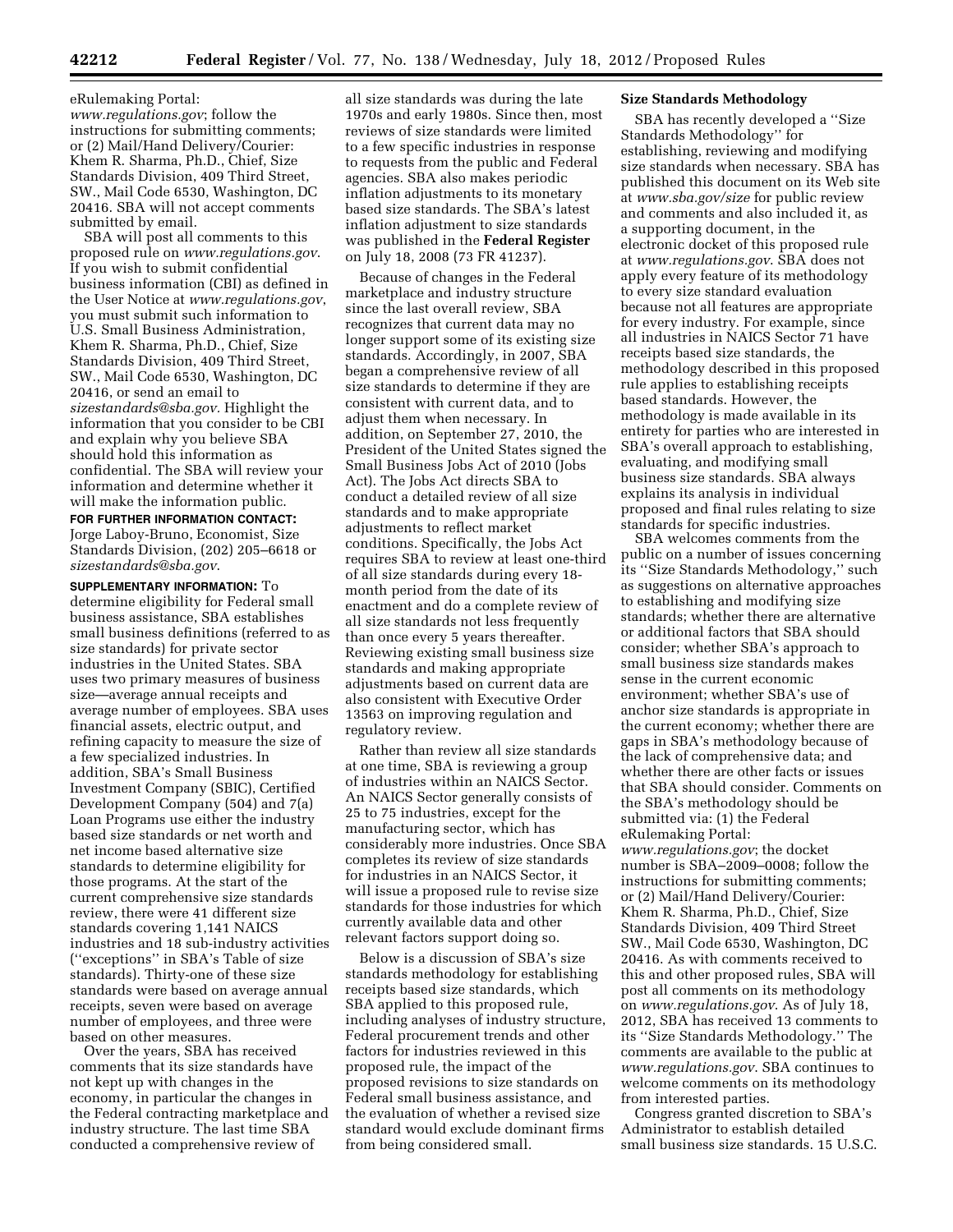eRulemaking Portal: *www.regulations.gov*; follow the instructions for submitting comments; or (2) Mail/Hand Delivery/Courier: Khem R. Sharma, Ph.D., Chief, Size Standards Division, 409 Third Street, SW., Mail Code 6530, Washington, DC 20416. SBA will not accept comments submitted by email.

SBA will post all comments to this proposed rule on *www.regulations.gov*. If you wish to submit confidential business information (CBI) as defined in the User Notice at *www.regulations.gov*, you must submit such information to U.S. Small Business Administration, Khem R. Sharma, Ph.D., Chief, Size Standards Division, 409 Third Street, SW., Mail Code 6530, Washington, DC 20416, or send an email to *sizestandards@sba.gov*. Highlight the information that you consider to be CBI and explain why you believe SBA should hold this information as confidential. The SBA will review your information and determine whether it will make the information public.

**FOR FURTHER INFORMATION CONTACT:** Jorge Laboy-Bruno, Economist, Size Standards Division, (202) 205–6618 or *sizestandards@sba.gov*.

**SUPPLEMENTARY INFORMATION:** To determine eligibility for Federal small business assistance, SBA establishes small business definitions (referred to as size standards) for private sector industries in the United States. SBA uses two primary measures of business size—average annual receipts and average number of employees. SBA uses financial assets, electric output, and refining capacity to measure the size of a few specialized industries. In addition, SBA's Small Business Investment Company (SBIC), Certified Development Company (504) and 7(a) Loan Programs use either the industry based size standards or net worth and net income based alternative size standards to determine eligibility for those programs. At the start of the current comprehensive size standards review, there were 41 different size standards covering 1,141 NAICS industries and 18 sub-industry activities (''exceptions'' in SBA's Table of size standards). Thirty-one of these size standards were based on average annual receipts, seven were based on average number of employees, and three were based on other measures.

Over the years, SBA has received comments that its size standards have not kept up with changes in the economy, in particular the changes in the Federal contracting marketplace and industry structure. The last time SBA conducted a comprehensive review of all size standards was during the late 1970s and early 1980s. Since then, most reviews of size standards were limited to a few specific industries in response to requests from the public and Federal agencies. SBA also makes periodic inflation adjustments to its monetary based size standards. The SBA's latest inflation adjustment to size standards was published in the **Federal Register** on July 18, 2008 (73 FR 41237).

Because of changes in the Federal marketplace and industry structure since the last overall review, SBA recognizes that current data may no longer support some of its existing size standards. Accordingly, in 2007, SBA began a comprehensive review of all size standards to determine if they are consistent with current data, and to adjust them when necessary. In addition, on September 27, 2010, the President of the United States signed the Small Business Jobs Act of 2010 (Jobs Act). The Jobs Act directs SBA to conduct a detailed review of all size standards and to make appropriate adjustments to reflect market conditions. Specifically, the Jobs Act requires SBA to review at least one-third of all size standards during every 18-month period from the date of its enactment and do a complete review of all size standards not less frequently than once every 5 years thereafter. Reviewing existing small business size standards and making appropriate adjustments based on current data are also consistent with Executive Order 13563 on improving regulation and regulatory review.

Rather than review all size standards at one time, SBA is reviewing a group of industries within an NAICS Sector. An NAICS Sector generally consists of 25 to 75 industries, except for the manufacturing sector, which has considerably more industries. Once SBA completes its review of size standards for industries in an NAICS Sector, it will issue a proposed rule to revise size standards for those industries for which currently available data and other relevant factors support doing so.

Below is a discussion of SBA's size standards methodology for establishing receipts based size standards, which SBA applied to this proposed rule, including analyses of industry structure, Federal procurement trends and other factors for industries reviewed in this proposed rule, the impact of the proposed revisions to size standards on Federal small business assistance, and the evaluation of whether a revised size standard would exclude dominant firms from being considered small.

**Size Standards Methodology**

SBA has recently developed a ''Size Standards Methodology'' for establishing, reviewing and modifying size standards when necessary. SBA has published this document on its Web site at *www.sba.gov/size* for public review and comments and also included it, as a supporting document, in the electronic docket of this proposed rule at *www.regulations.gov*. SBA does not apply every feature of its methodology to every size standard evaluation because not all features are appropriate for every industry. For example, since all industries in NAICS Sector 71 have receipts based size standards, the methodology described in this proposed rule applies to establishing receipts based standards. However, the methodology is made available in its entirety for parties who are interested in SBA's overall approach to establishing, evaluating, and modifying small business size standards. SBA always explains its analysis in individual proposed and final rules relating to size standards for specific industries.

SBA welcomes comments from the public on a number of issues concerning its ''Size Standards Methodology,'' such as suggestions on alternative approaches to establishing and modifying size standards; whether there are alternative or additional factors that SBA should consider; whether SBA's approach to small business size standards makes sense in the current economic environment; whether SBA's use of anchor size standards is appropriate in the current economy; whether there are gaps in SBA's methodology because of the lack of comprehensive data; and whether there are other facts or issues that SBA should consider. Comments on the SBA's methodology should be submitted via: (1) the Federal eRulemaking Portal: *www.regulations.gov*; the docket number is SBA–2009–0008; follow the instructions for submitting comments; or (2) Mail/Hand Delivery/Courier: Khem R. Sharma, Ph.D., Chief, Size Standards Division, 409 Third Street SW., Mail Code 6530, Washington, DC 20416. As with comments received to this and other proposed rules, SBA will post all comments on its methodology on *www.regulations.gov*. As of July 18, 2012, SBA has received 13 comments to its ''Size Standards Methodology.'' The comments are available to the public at *www.regulations.gov*. SBA continues to welcome comments on its methodology from interested parties.

Congress granted discretion to SBA's Administrator to establish detailed small business size standards. 15 U.S.C.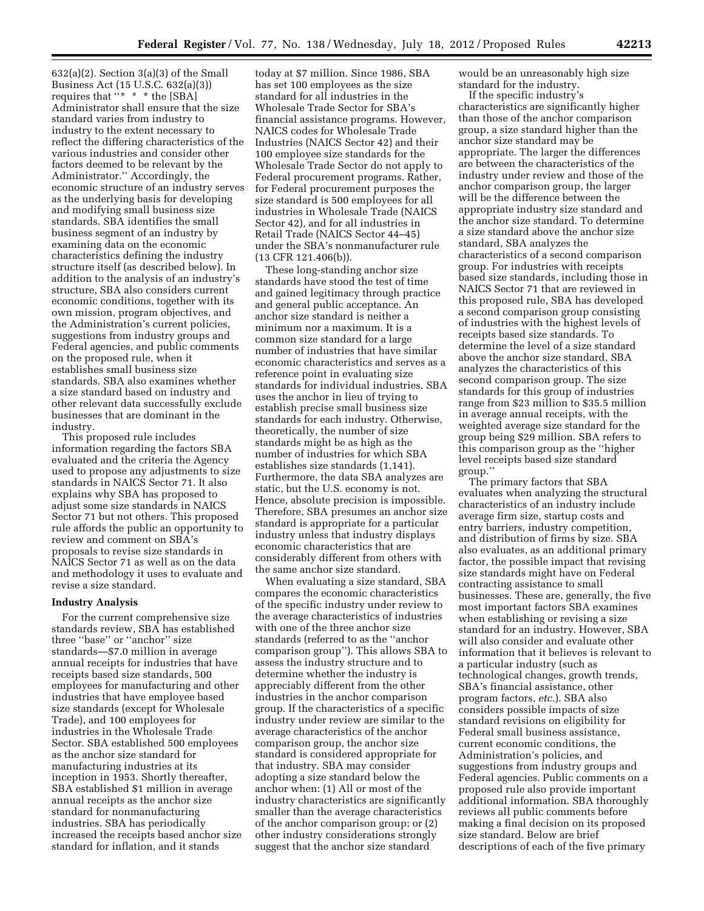632(a)(2). Section 3(a)(3) of the Small Business Act (15 U.S.C. 632(a)(3)) requires that ''* * * the [SBA] Administrator shall ensure that the size standard varies from industry to industry to the extent necessary to reflect the differing characteristics of the various industries and consider other factors deemed to be relevant by the Administrator.'' Accordingly, the economic structure of an industry serves as the underlying basis for developing and modifying small business size standards. SBA identifies the small business segment of an industry by examining data on the economic characteristics defining the industry structure itself (as described below). In addition to the analysis of an industry's structure, SBA also considers current economic conditions, together with its own mission, program objectives, and the Administration's current policies, suggestions from industry groups and Federal agencies, and public comments on the proposed rule, when it establishes small business size standards. SBA also examines whether a size standard based on industry and other relevant data successfully exclude businesses that are dominant in the industry.

This proposed rule includes information regarding the factors SBA evaluated and the criteria the Agency used to propose any adjustments to size standards in NAICS Sector 71. It also explains why SBA has proposed to adjust some size standards in NAICS Sector 71 but not others. This proposed rule affords the public an opportunity to review and comment on SBA's proposals to revise size standards in NAICS Sector 71 as well as on the data and methodology it uses to evaluate and revise a size standard.

**Industry Analysis**

For the current comprehensive size standards review, SBA has established three ''base'' or ''anchor'' size standards—$7.0 million in average annual receipts for industries that have receipts based size standards, 500 employees for manufacturing and other industries that have employee based size standards (except for Wholesale Trade), and 100 employees for industries in the Wholesale Trade Sector. SBA established 500 employees as the anchor size standard for manufacturing industries at its inception in 1953. Shortly thereafter, SBA established $1 million in average annual receipts as the anchor size standard for nonmanufacturing industries. SBA has periodically increased the receipts based anchor size standard for inflation, and it stands today at $7 million. Since 1986, SBA has set 100 employees as the size standard for all industries in the Wholesale Trade Sector for SBA's financial assistance programs. However, NAICS codes for Wholesale Trade Industries (NAICS Sector 42) and their 100 employee size standards for the Wholesale Trade Sector do not apply to Federal procurement programs. Rather, for Federal procurement purposes the size standard is 500 employees for all industries in Wholesale Trade (NAICS Sector 42), and for all industries in Retail Trade (NAICS Sector 44–45) under the SBA's nonmanufacturer rule (13 CFR 121.406(b)).

These long-standing anchor size standards have stood the test of time and gained legitimacy through practice and general public acceptance. An anchor size standard is neither a minimum nor a maximum. It is a common size standard for a large number of industries that have similar economic characteristics and serves as a reference point in evaluating size standards for individual industries. SBA uses the anchor in lieu of trying to establish precise small business size standards for each industry. Otherwise, theoretically, the number of size standards might be as high as the number of industries for which SBA establishes size standards (1,141). Furthermore, the data SBA analyzes are static, but the U.S. economy is not. Hence, absolute precision is impossible. Therefore, SBA presumes an anchor size standard is appropriate for a particular industry unless that industry displays economic characteristics that are considerably different from others with the same anchor size standard.

When evaluating a size standard, SBA compares the economic characteristics of the specific industry under review to the average characteristics of industries with one of the three anchor size standards (referred to as the ''anchor comparison group''). This allows SBA to assess the industry structure and to determine whether the industry is appreciably different from the other industries in the anchor comparison group. If the characteristics of a specific industry under review are similar to the average characteristics of the anchor comparison group, the anchor size standard is considered appropriate for that industry. SBA may consider adopting a size standard below the anchor when: (1) All or most of the industry characteristics are significantly smaller than the average characteristics of the anchor comparison group; or (2) other industry considerations strongly suggest that the anchor size standard would be an unreasonably high size standard for the industry.

If the specific industry's characteristics are significantly higher than those of the anchor comparison group, a size standard higher than the anchor size standard may be appropriate. The larger the differences are between the characteristics of the industry under review and those of the anchor comparison group, the larger will be the difference between the appropriate industry size standard and the anchor size standard. To determine a size standard above the anchor size standard, SBA analyzes the characteristics of a second comparison group. For industries with receipts based size standards, including those in NAICS Sector 71 that are reviewed in this proposed rule, SBA has developed a second comparison group consisting of industries with the highest levels of receipts based size standards. To determine the level of a size standard above the anchor size standard, SBA analyzes the characteristics of this second comparison group. The size standards for this group of industries range from $23 million to $35.5 million in average annual receipts, with the weighted average size standard for the group being $29 million. SBA refers to this comparison group as the ''higher level receipts based size standard group.''

The primary factors that SBA evaluates when analyzing the structural characteristics of an industry include average firm size, startup costs and entry barriers, industry competition, and distribution of firms by size. SBA also evaluates, as an additional primary factor, the possible impact that revising size standards might have on Federal contracting assistance to small businesses. These are, generally, the five most important factors SBA examines when establishing or revising a size standard for an industry. However, SBA will also consider and evaluate other information that it believes is relevant to a particular industry (such as technological changes, growth trends, SBA's financial assistance, other program factors, *etc.*). SBA also considers possible impacts of size standard revisions on eligibility for Federal small business assistance, current economic conditions, the Administration's policies, and suggestions from industry groups and Federal agencies. Public comments on a proposed rule also provide important additional information. SBA thoroughly reviews all public comments before making a final decision on its proposed size standard. Below are brief descriptions of each of the five primary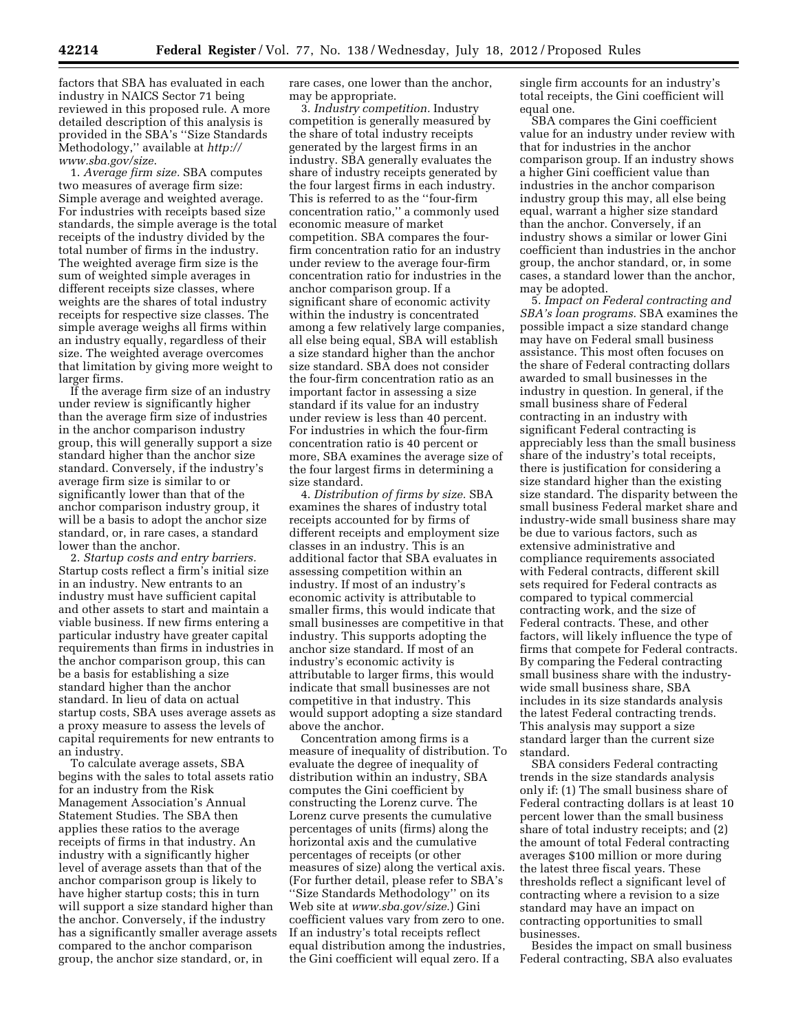factors that SBA has evaluated in each industry in NAICS Sector 71 being reviewed in this proposed rule. A more detailed description of this analysis is provided in the SBA's "Size Standards Methodology," available at *http://www.sba.gov/size*.

1. *Average firm size.* SBA computes two measures of average firm size: Simple average and weighted average. For industries with receipts based size standards, the simple average is the total receipts of the industry divided by the total number of firms in the industry. The weighted average firm size is the sum of weighted simple averages in different receipts size classes, where weights are the shares of total industry receipts for respective size classes. The simple average weighs all firms within an industry equally, regardless of their size. The weighted average overcomes that limitation by giving more weight to larger firms.

If the average firm size of an industry under review is significantly higher than the average firm size of industries in the anchor comparison industry group, this will generally support a size standard higher than the anchor size standard. Conversely, if the industry's average firm size is similar to or significantly lower than that of the anchor comparison industry group, it will be a basis to adopt the anchor size standard, or, in rare cases, a standard lower than the anchor.

2. *Startup costs and entry barriers.* Startup costs reflect a firm's initial size in an industry. New entrants to an industry must have sufficient capital and other assets to start and maintain a viable business. If new firms entering a particular industry have greater capital requirements than firms in industries in the anchor comparison group, this can be a basis for establishing a size standard higher than the anchor standard. In lieu of data on actual startup costs, SBA uses average assets as a proxy measure to assess the levels of capital requirements for new entrants to an industry.

To calculate average assets, SBA begins with the sales to total assets ratio for an industry from the Risk Management Association's Annual Statement Studies. The SBA then applies these ratios to the average receipts of firms in that industry. An industry with a significantly higher level of average assets than that of the anchor comparison group is likely to have higher startup costs; this in turn will support a size standard higher than the anchor. Conversely, if the industry has a significantly smaller average assets compared to the anchor comparison group, the anchor size standard, or, in rare cases, one lower than the anchor, may be appropriate.

3. *Industry competition.* Industry competition is generally measured by the share of total industry receipts generated by the largest firms in an industry. SBA generally evaluates the share of industry receipts generated by the four largest firms in each industry. This is referred to as the "four-firm concentration ratio," a commonly used economic measure of market competition. SBA compares the four-firm concentration ratio for an industry under review to the average four-firm concentration ratio for industries in the anchor comparison group. If a significant share of economic activity within the industry is concentrated among a few relatively large companies, all else being equal, SBA will establish a size standard higher than the anchor size standard. SBA does not consider the four-firm concentration ratio as an important factor in assessing a size standard if its value for an industry under review is less than 40 percent. For industries in which the four-firm concentration ratio is 40 percent or more, SBA examines the average size of the four largest firms in determining a size standard.

4. *Distribution of firms by size.* SBA examines the shares of industry total receipts accounted for by firms of different receipts and employment size classes in an industry. This is an additional factor that SBA evaluates in assessing competition within an industry. If most of an industry's economic activity is attributable to smaller firms, this would indicate that small businesses are competitive in that industry. This supports adopting the anchor size standard. If most of an industry's economic activity is attributable to larger firms, this would indicate that small businesses are not competitive in that industry. This would support adopting a size standard above the anchor.

Concentration among firms is a measure of inequality of distribution. To evaluate the degree of inequality of distribution within an industry, SBA computes the Gini coefficient by constructing the Lorenz curve. The Lorenz curve presents the cumulative percentages of units (firms) along the horizontal axis and the cumulative percentages of receipts (or other measures of size) along the vertical axis. (For further detail, please refer to SBA's "Size Standards Methodology" on its Web site at *www.sba.gov/size*.) Gini coefficient values vary from zero to one. If an industry's total receipts reflect equal distribution among the industries, the Gini coefficient will equal zero. If a single firm accounts for an industry's total receipts, the Gini coefficient will equal one.

SBA compares the Gini coefficient value for an industry under review with that for industries in the anchor comparison group. If an industry shows a higher Gini coefficient value than industries in the anchor comparison industry group this may, all else being equal, warrant a higher size standard than the anchor. Conversely, if an industry shows a similar or lower Gini coefficient than industries in the anchor group, the anchor standard, or, in some cases, a standard lower than the anchor, may be adopted.

5. *Impact on Federal contracting and SBA's loan programs.* SBA examines the possible impact a size standard change may have on Federal small business assistance. This most often focuses on the share of Federal contracting dollars awarded to small businesses in the industry in question. In general, if the small business share of Federal contracting in an industry with significant Federal contracting is appreciably less than the small business share of the industry's total receipts, there is justification for considering a size standard higher than the existing size standard. The disparity between the small business Federal market share and industry-wide small business share may be due to various factors, such as extensive administrative and compliance requirements associated with Federal contracts, different skill sets required for Federal contracts as compared to typical commercial contracting work, and the size of Federal contracts. These, and other factors, will likely influence the type of firms that compete for Federal contracts. By comparing the Federal contracting small business share with the industry-wide small business share, SBA includes in its size standards analysis the latest Federal contracting trends. This analysis may support a size standard larger than the current size standard.

SBA considers Federal contracting trends in the size standards analysis only if: (1) The small business share of Federal contracting dollars is at least 10 percent lower than the small business share of total industry receipts; and (2) the amount of total Federal contracting averages $100 million or more during the latest three fiscal years. These thresholds reflect a significant level of contracting where a revision to a size standard may have an impact on contracting opportunities to small businesses.

Besides the impact on small business Federal contracting, SBA also evaluates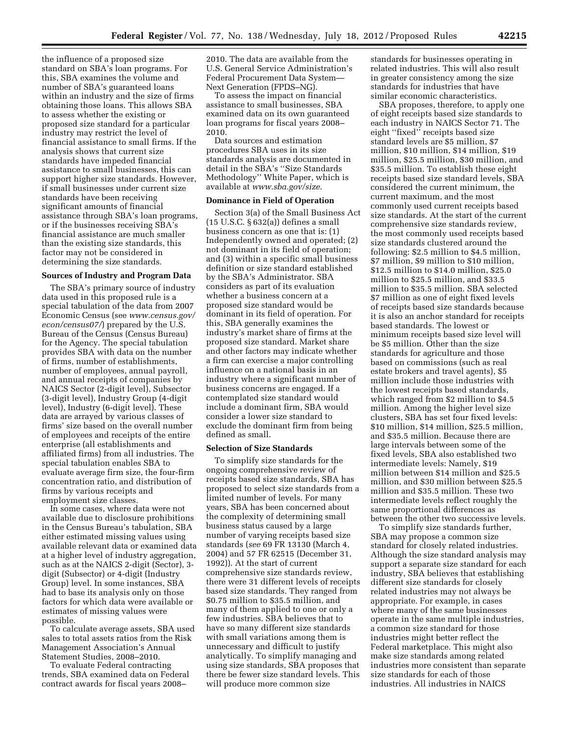the influence of a proposed size standard on SBA's loan programs. For this, SBA examines the volume and number of SBA's guaranteed loans within an industry and the size of firms obtaining those loans. This allows SBA to assess whether the existing or proposed size standard for a particular industry may restrict the level of financial assistance to small firms. If the analysis shows that current size standards have impeded financial assistance to small businesses, this can support higher size standards. However, if small businesses under current size standards have been receiving significant amounts of financial assistance through SBA's loan programs, or if the businesses receiving SBA's financial assistance are much smaller than the existing size standards, this factor may not be considered in determining the size standards.

## Sources of Industry and Program Data

The SBA's primary source of industry data used in this proposed rule is a special tabulation of the data from 2007 Economic Census (see *www.census.gov/econ/census07/*) prepared by the U.S. Bureau of the Census (Census Bureau) for the Agency. The special tabulation provides SBA with data on the number of firms, number of establishments, number of employees, annual payroll, and annual receipts of companies by NAICS Sector (2-digit level), Subsector (3-digit level), Industry Group (4-digit level), Industry (6-digit level). These data are arrayed by various classes of firms' size based on the overall number of employees and receipts of the entire enterprise (all establishments and affiliated firms) from all industries. The special tabulation enables SBA to evaluate average firm size, the four-firm concentration ratio, and distribution of firms by various receipts and employment size classes.

In some cases, where data were not available due to disclosure prohibitions in the Census Bureau's tabulation, SBA either estimated missing values using available relevant data or examined data at a higher level of industry aggregation, such as at the NAICS 2-digit (Sector), 3-digit (Subsector) or 4-digit (Industry Group) level. In some instances, SBA had to base its analysis only on those factors for which data were available or estimates of missing values were possible.

To calculate average assets, SBA used sales to total assets ratios from the Risk Management Association's Annual Statement Studies, 2008–2010.

To evaluate Federal contracting trends, SBA examined data on Federal contract awards for fiscal years 2008–2010. The data are available from the U.S. General Service Administration's Federal Procurement Data System—Next Generation (FPDS–NG).

To assess the impact on financial assistance to small businesses, SBA examined data on its own guaranteed loan programs for fiscal years 2008–2010.

Data sources and estimation procedures SBA uses in its size standards analysis are documented in detail in the SBA's "Size Standards Methodology" White Paper, which is available at *www.sba.gov/size*.

## Dominance in Field of Operation

Section 3(a) of the Small Business Act (15 U.S.C. § 632(a)) defines a small business concern as one that is: (1) Independently owned and operated; (2) not dominant in its field of operation; and (3) within a specific small business definition or size standard established by the SBA's Administrator. SBA considers as part of its evaluation whether a business concern at a proposed size standard would be dominant in its field of operation. For this, SBA generally examines the industry's market share of firms at the proposed size standard. Market share and other factors may indicate whether a firm can exercise a major controlling influence on a national basis in an industry where a significant number of business concerns are engaged. If a contemplated size standard would include a dominant firm, SBA would consider a lower size standard to exclude the dominant firm from being defined as small.

## Selection of Size Standards

To simplify size standards for the ongoing comprehensive review of receipts based size standards, SBA has proposed to select size standards from a limited number of levels. For many years, SBA has been concerned about the complexity of determining small business status caused by a large number of varying receipts based size standards (*see* 69 FR 13130 (March 4, 2004) and 57 FR 62515 (December 31, 1992)). At the start of current comprehensive size standards review, there were 31 different levels of receipts based size standards. They ranged from $0.75 million to $35.5 million, and many of them applied to one or only a few industries. SBA believes that to have so many different size standards with small variations among them is unnecessary and difficult to justify analytically. To simplify managing and using size standards, SBA proposes that there be fewer size standard levels. This will produce more common size standards for businesses operating in related industries. This will also result in greater consistency among the size standards for industries that have similar economic characteristics.

SBA proposes, therefore, to apply one of eight receipts based size standards to each industry in NAICS Sector 71. The eight "fixed" receipts based size standard levels are $5 million, $7 million, $10 million, $14 million, $19 million, $25.5 million, $30 million, and $35.5 million. To establish these eight receipts based size standard levels, SBA considered the current minimum, the current maximum, and the most commonly used current receipts based size standards. At the start of the current comprehensive size standards review, the most commonly used receipts based size standards clustered around the following: $2.5 million to $4.5 million, $7 million, $9 million to $10 million, $12.5 million to $14.0 million, $25.0 million to $25.5 million, and $33.5 million to $35.5 million. SBA selected $7 million as one of eight fixed levels of receipts based size standards because it is also an anchor standard for receipts based standards. The lowest or minimum receipts based size level will be $5 million. Other than the size standards for agriculture and those based on commissions (such as real estate brokers and travel agents), $5 million include those industries with the lowest receipts based standards, which ranged from $2 million to $4.5 million. Among the higher level size clusters, SBA has set four fixed levels: $10 million, $14 million, $25.5 million, and $35.5 million. Because there are large intervals between some of the fixed levels, SBA also established two intermediate levels: Namely, $19 million between $14 million and $25.5 million, and $30 million between $25.5 million and $35.5 million. These two intermediate levels reflect roughly the same proportional differences as between the other two successive levels.

To simplify size standards further, SBA may propose a common size standard for closely related industries. Although the size standard analysis may support a separate size standard for each industry, SBA believes that establishing different size standards for closely related industries may not always be appropriate. For example, in cases where many of the same businesses operate in the same multiple industries, a common size standard for those industries might better reflect the Federal marketplace. This might also make size standards among related industries more consistent than separate size standards for each of those industries. All industries in NAICS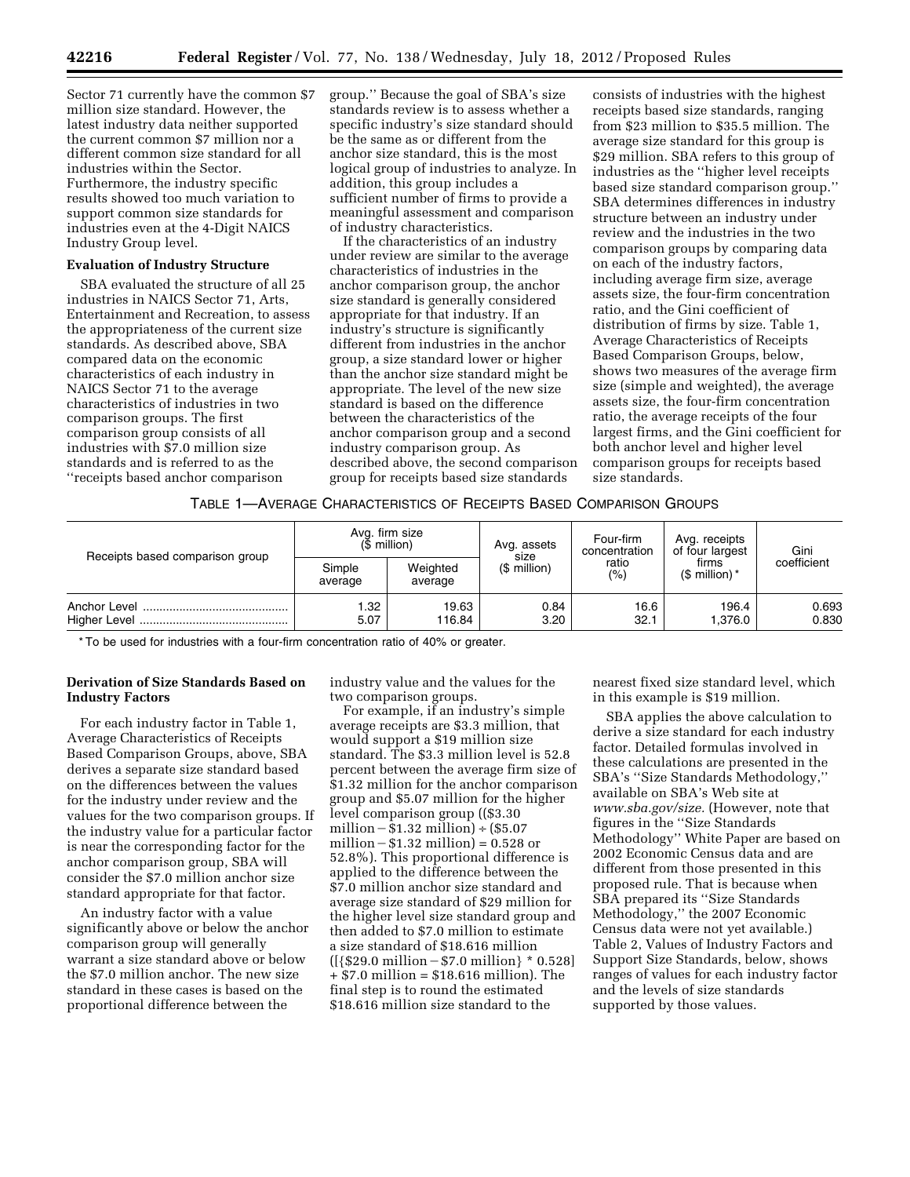Sector 71 currently have the common $7 million size standard. However, the latest industry data neither supported the current common $7 million nor a different common size standard for all industries within the Sector. Furthermore, the industry specific results showed too much variation to support common size standards for industries even at the 4-Digit NAICS Industry Group level.

**Evaluation of Industry Structure**

SBA evaluated the structure of all 25 industries in NAICS Sector 71, Arts, Entertainment and Recreation, to assess the appropriateness of the current size standards. As described above, SBA compared data on the economic characteristics of each industry in NAICS Sector 71 to the average characteristics of industries in two comparison groups. The first comparison group consists of all industries with $7.0 million size standards and is referred to as the ''receipts based anchor comparison group.'' Because the goal of SBA's size standards review is to assess whether a specific industry's size standard should be the same as or different from the anchor size standard, this is the most logical group of industries to analyze. In addition, this group includes a sufficient number of firms to provide a meaningful assessment and comparison of industry characteristics.

If the characteristics of an industry under review are similar to the average characteristics of industries in the anchor comparison group, the anchor size standard is generally considered appropriate for that industry. If an industry's structure is significantly different from industries in the anchor group, a size standard lower or higher than the anchor size standard might be appropriate. The level of the new size standard is based on the difference between the characteristics of the anchor comparison group and a second industry comparison group. As described above, the second comparison group for receipts based size standards consists of industries with the highest receipts based size standards, ranging from $23 million to $35.5 million. The average size standard for this group is $29 million. SBA refers to this group of industries as the ''higher level receipts based size standard comparison group.'' SBA determines differences in industry structure between an industry under review and the industries in the two comparison groups by comparing data on each of the industry factors, including average firm size, average assets size, the four-firm concentration ratio, and the Gini coefficient of distribution of firms by size. Table 1, Average Characteristics of Receipts Based Comparison Groups, below, shows two measures of the average firm size (simple and weighted), the average assets size, the four-firm concentration ratio, the average receipts of the four largest firms, and the Gini coefficient for both anchor level and higher level comparison groups for receipts based size standards.

TABLE 1—AVERAGE CHARACTERISTICS OF RECEIPTS BASED COMPARISON GROUPS

| Receipts based comparison group | Avg. firm size ($ million) | | Avg. assets size ($ million) | Four-firm concentration ratio (%) | Avg. receipts of four largest firms ($ million) * | Gini coefficient |
|---|---|---|---|---|---|---|
| | Simple average | Weighted average | | | | |
| Anchor Level | 1.32 | 19.63 | 0.84 | 16.6 | 196.4 | 0.693 |
| Higher Level | 5.07 | 116.84 | 3.20 | 32.1 | 1,376.0 | 0.830 |

* To be used for industries with a four-firm concentration ratio of 40% or greater.

**Derivation of Size Standards Based on Industry Factors**

For each industry factor in Table 1, Average Characteristics of Receipts Based Comparison Groups, above, SBA derives a separate size standard based on the differences between the values for the industry under review and the values for the two comparison groups. If the industry value for a particular factor is near the corresponding factor for the anchor comparison group, SBA will consider the $7.0 million anchor size standard appropriate for that factor.

An industry factor with a value significantly above or below the anchor comparison group will generally warrant a size standard above or below the $7.0 million anchor. The new size standard in these cases is based on the proportional difference between the industry value and the values for the two comparison groups.

For example, if an industry's simple average receipts are $3.3 million, that would support a $19 million size standard. The $3.3 million level is 52.8 percent between the average firm size of $1.32 million for the anchor comparison group and $5.07 million for the higher level comparison group (($3.30 million − $1.32 million) ÷ ($5.07 million − $1.32 million) = 0.528 or 52.8%). This proportional difference is applied to the difference between the $7.0 million anchor size standard and average size standard of $29 million for the higher level size standard group and then added to $7.0 million to estimate a size standard of $18.616 million ([{$29.0 million − $7.0 million} * 0.528] + $7.0 million = $18.616 million). The final step is to round the estimated $18.616 million size standard to the nearest fixed size standard level, which in this example is $19 million.

SBA applies the above calculation to derive a size standard for each industry factor. Detailed formulas involved in these calculations are presented in the SBA's ''Size Standards Methodology,'' available on SBA's Web site at *www.sba.gov/size*. (However, note that figures in the ''Size Standards Methodology'' White Paper are based on 2002 Economic Census data and are different from those presented in this proposed rule. That is because when SBA prepared its ''Size Standards Methodology,'' the 2007 Economic Census data were not yet available.) Table 2, Values of Industry Factors and Support Size Standards, below, shows ranges of values for each industry factor and the levels of size standards supported by those values.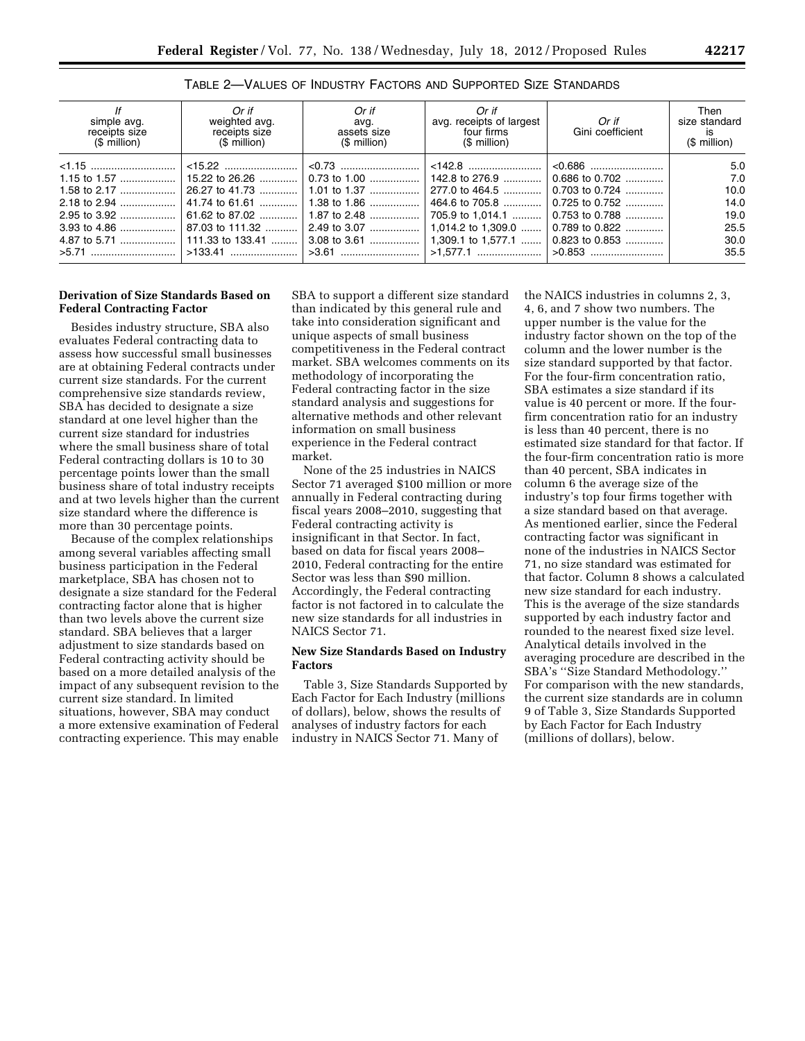TABLE 2—VALUES OF INDUSTRY FACTORS AND SUPPORTED SIZE STANDARDS

| *If* simple avg. receipts size ($ million) | *Or if* weighted avg. receipts size ($ million) | *Or if* avg. assets size ($ million) | *Or if* avg. receipts of largest four firms ($ million) | *Or if* Gini coefficient | Then size standard is ($ million) |
|---|---|---|---|---|---|
| <1.15 | <15.22 | <0.73 | <142.8 | <0.686 | 5.0 |
| 1.15 to 1.57 | 15.22 to 26.26 | 0.73 to 1.00 | 142.8 to 276.9 | 0.686 to 0.702 | 7.0 |
| 1.58 to 2.17 | 26.27 to 41.73 | 1.01 to 1.37 | 277.0 to 464.5 | 0.703 to 0.724 | 10.0 |
| 2.18 to 2.94 | 41.74 to 61.61 | 1.38 to 1.86 | 464.6 to 705.8 | 0.725 to 0.752 | 14.0 |
| 2.95 to 3.92 | 61.62 to 87.02 | 1.87 to 2.48 | 705.9 to 1,014.1 | 0.753 to 0.788 | 19.0 |
| 3.93 to 4.86 | 87.03 to 111.32 | 2.49 to 3.07 | 1,014.2 to 1,309.0 | 0.789 to 0.822 | 25.5 |
| 4.87 to 5.71 | 111.33 to 133.41 | 3.08 to 3.61 | 1,309.1 to 1,577.1 | 0.823 to 0.853 | 30.0 |
| >5.71 | >133.41 | >3.61 | >1,577.1 | >0.853 | 35.5 |

**Derivation of Size Standards Based on Federal Contracting Factor**

Besides industry structure, SBA also evaluates Federal contracting data to assess how successful small businesses are at obtaining Federal contracts under current size standards. For the current comprehensive size standards review, SBA has decided to designate a size standard at one level higher than the current size standard for industries where the small business share of total Federal contracting dollars is 10 to 30 percentage points lower than the small business share of total industry receipts and at two levels higher than the current size standard where the difference is more than 30 percentage points.

Because of the complex relationships among several variables affecting small business participation in the Federal marketplace, SBA has chosen not to designate a size standard for the Federal contracting factor alone that is higher than two levels above the current size standard. SBA believes that a larger adjustment to size standards based on Federal contracting activity should be based on a more detailed analysis of the impact of any subsequent revision to the current size standard. In limited situations, however, SBA may conduct a more extensive examination of Federal contracting experience. This may enable SBA to support a different size standard than indicated by this general rule and take into consideration significant and unique aspects of small business competitiveness in the Federal contract market. SBA welcomes comments on its methodology of incorporating the Federal contracting factor in the size standard analysis and suggestions for alternative methods and other relevant information on small business experience in the Federal contract market.

None of the 25 industries in NAICS Sector 71 averaged $100 million or more annually in Federal contracting during fiscal years 2008–2010, suggesting that Federal contracting activity is insignificant in that Sector. In fact, based on data for fiscal years 2008–2010, Federal contracting for the entire Sector was less than $90 million. Accordingly, the Federal contracting factor is not factored in to calculate the new size standards for all industries in NAICS Sector 71.

**New Size Standards Based on Industry Factors**

Table 3, Size Standards Supported by Each Factor for Each Industry (millions of dollars), below, shows the results of analyses of industry factors for each industry in NAICS Sector 71. Many of the NAICS industries in columns 2, 3, 4, 6, and 7 show two numbers. The upper number is the value for the industry factor shown on the top of the column and the lower number is the size standard supported by that factor. For the four-firm concentration ratio, SBA estimates a size standard if its value is 40 percent or more. If the four-firm concentration ratio for an industry is less than 40 percent, there is no estimated size standard for that factor. If the four-firm concentration ratio is more than 40 percent, SBA indicates in column 6 the average size of the industry's top four firms together with a size standard based on that average. As mentioned earlier, since the Federal contracting factor was significant in none of the industries in NAICS Sector 71, no size standard was estimated for that factor. Column 8 shows a calculated new size standard for each industry. This is the average of the size standards supported by each industry factor and rounded to the nearest fixed size level. Analytical details involved in the averaging procedure are described in the SBA's ''Size Standard Methodology.'' For comparison with the new standards, the current size standards are in column 9 of Table 3, Size Standards Supported by Each Factor for Each Industry (millions of dollars), below.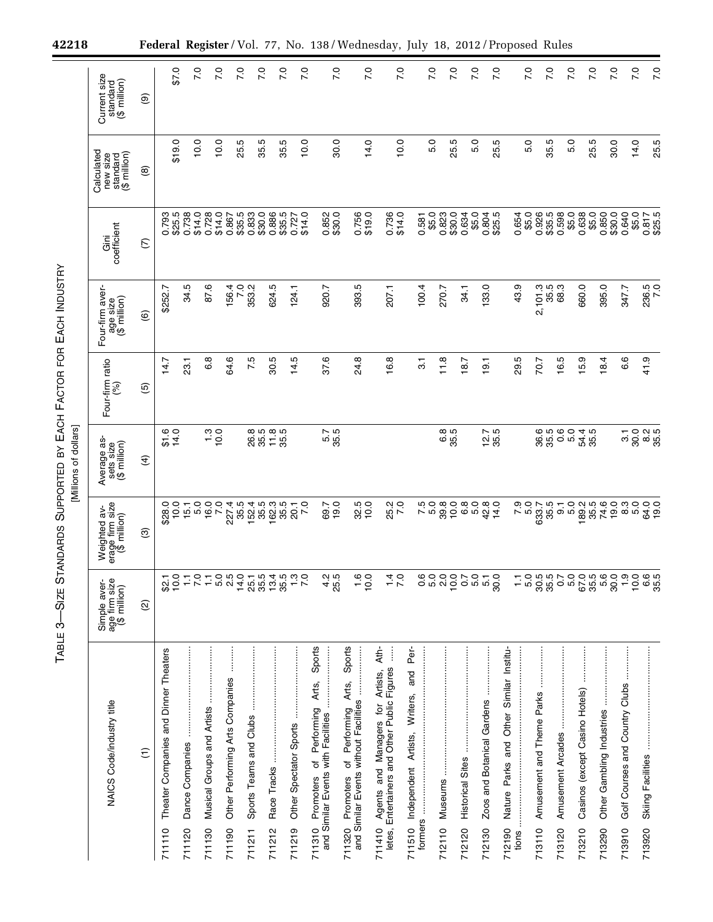# TABLE 3—SIZE STANDARDS SUPPORTED BY EACH FACTOR FOR EACH INDUSTRY

[Millions of dollars]

| NAICS Code/industry title | Simple average firm size ($ million) | Weighted average firm size ($ million) | Average assets size ($ million) | Four-firm ratio (%) | Four-firm average size ($ million) | Gini coefficient | Calculated new size standard ($ million) | Current size standard ($ million) |
|---|---|---|---|---|---|---|---|---|
| (1) | (2) | (3) | (4) | (5) | (6) | (7) | (8) | (9) |
| 711110 Theater Companies and Dinner Theaters | $2.1 | $28.0 | $1.6 | 14.7 | $252.7 | 0.793 | $19.0 | $7.0 |
| | 10.0 | 10.0 | 14.0 | | | $25.5 | | |
| 711120 Dance Companies | 1.1 | 15.1 | | 23.1 | 34.5 | 0.738 | 10.0 | 7.0 |
| | 7.0 | 5.0 | | | | $14.0 | | |
| 711130 Musical Groups and Artists | 1.1 | 16.0 | 1.3 | 6.8 | 87.6 | 0.728 | 10.0 | 7.0 |
| | 5.0 | 7.0 | 10.0 | | | $14.0 | | |
| 711190 Other Performing Arts Companies | 2.5 | 227.4 | | 64.6 | 156.4 | 0.867 | 25.5 | 7.0 |
| | 14.0 | 35.5 | | | 7.0 | $35.5 | | |
| 711211 Sports Teams and Clubs | 25.1 | 152.4 | 26.8 | 7.5 | 353.2 | 0.833 | 35.5 | 7.0 |
| | 35.5 | 35.5 | 35.5 | | | $30.0 | | |
| 711212 Race Tracks | 13.4 | 162.3 | 11.8 | 30.5 | 624.5 | 0.886 | 35.5 | 7.0 |
| | 35.5 | 35.5 | 35.5 | | | $35.5 | | |
| 711219 Other Spectator Sports | 1.3 | 20.1 | | 14.5 | 124.1 | 0.727 | 10.0 | 7.0 |
| | 7.0 | 7.0 | | | | $14.0 | | |
| 711310 Promoters of Performing Arts, Sports and Similar Events with Facilities | 4.2 | 69.7 | 5.7 | 37.6 | 920.7 | 0.852 | 30.0 | 7.0 |
| | 25.5 | 19.0 | 35.5 | | | $30.0 | | |
| 711320 Promoters of Performing Arts, Sports and Similar Events without Facilities | 1.6 | 32.5 | | 24.8 | 393.5 | 0.756 | 14.0 | 7.0 |
| | 10.0 | 10.0 | | | | $19.0 | | |
| 711410 Agents and Managers for Artists, Athletes, Entertainers and Other Public Figures | 1.4 | 25.2 | | 16.8 | 207.1 | 0.736 | 10.0 | 7.0 |
| | 7.0 | 7.0 | | | | $14.0 | | |
| 711510 Independent Artists, Writers, and Performers | 0.6 | 7.5 | | 3.1 | 100.4 | 0.581 | 5.0 | 7.0 |
| | 5.0 | 5.0 | | | | $5.0 | | |
| 712110 Museums | 2.0 | 39.8 | 6.8 | 11.8 | 270.7 | 0.823 | 25.5 | 7.0 |
| | 10.0 | 10.0 | 35.5 | | | $30.0 | | |
| 712120 Historical Sites | 0.7 | 6.8 | | 18.7 | 34.1 | 0.634 | 5.0 | 7.0 |
| | 5.0 | 5.0 | | | | $5.0 | | |
| 712130 Zoos and Botanical Gardens | 5.1 | 42.8 | 12.7 | 19.1 | 133.0 | 0.804 | 25.5 | 7.0 |
| | 30.0 | 14.0 | 35.5 | | | $25.5 | | |
| 712190 Nature Parks and Other Similar Institutions | 1.1 | 7.9 | | 29.5 | 43.9 | 0.654 | 5.0 | 7.0 |
| | 5.0 | 5.0 | | | | $5.0 | | |
| 713110 Amusement and Theme Parks | 30.5 | 633.7 | 36.6 | 70.7 | 2,101.3 | 0.926 | 35.5 | 7.0 |
| | 35.5 | 35.5 | 35.5 | | 35.5 | $35.5 | | |
| 713120 Amusement Arcades | 0.7 | 9.1 | 0.6 | 16.5 | 68.3 | 0.598 | 5.0 | 7.0 |
| | 5.0 | 5.0 | 5.0 | | | $5.0 | | |
| 713210 Casinos (except Casino Hotels) | 67.0 | 189.2 | 54.4 | 15.9 | 660.0 | 0.638 | 25.5 | 7.0 |
| | 35.5 | 35.5 | 35.5 | | | $5.0 | | |
| 713290 Other Gambling Industries | 5.6 | 74.6 | | 18.4 | 395.0 | 0.850 | 30.0 | 7.0 |
| | 30.0 | 19.0 | | | | $30.0 | | |
| 713910 Golf Courses and Country Clubs | 1.9 | 8.3 | 3.1 | 6.6 | 347.7 | 0.640 | 14.0 | 7.0 |
| | 10.0 | 5.0 | 30.0 | | | $5.0 | | |
| 713920 Skiing Facilities | 6.6 | 64.0 | 8.2 | 41.9 | 236.5 | 0.817 | 25.5 | 7.0 |
| | 35.5 | 19.0 | 35.5 | | 7.0 | $25.5 | | |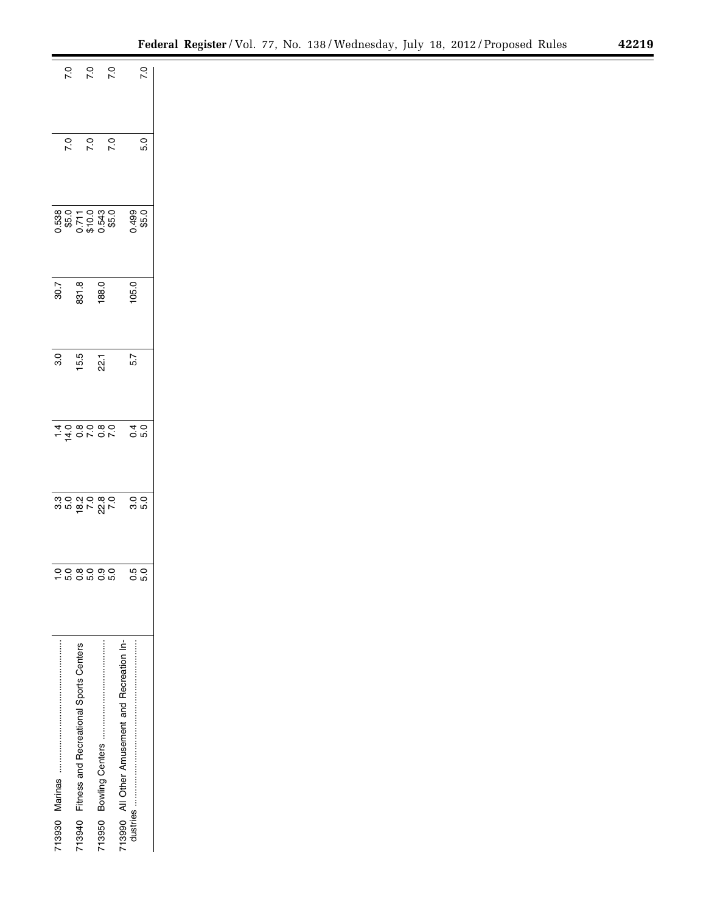| | | | | | | | | |
|---|---|---|---|---|---|---|---|---|
| 713930 Marinas | 1.0 | 3.3 | 1.4 | 3.0 | 30.7 | 0.538 | 7.0 | 7.0 |
| | 5.0 | 5.0 | 14.0 | | | $5.0 | | |
| 713940 Fitness and Recreational Sports Centers | 0.8 | 18.2 | 0.8 | 15.5 | 831.8 | 0.711 | 7.0 | 7.0 |
| | 5.0 | 7.0 | 7.0 | | | $10.0 | | |
| 713950 Bowling Centers | 0.9 | 22.8 | 0.8 | 22.1 | 188.0 | 0.543 | 7.0 | 7.0 |
| | 5.0 | 7.0 | 7.0 | | | $5.0 | | |
| 713990 All Other Amusement and Recreation Industries | 0.5 | 3.0 | 0.4 | 5.7 | 105.0 | 0.499 | 5.0 | 7.0 |
| | 5.0 | 5.0 | 5.0 | | | $5.0 | | |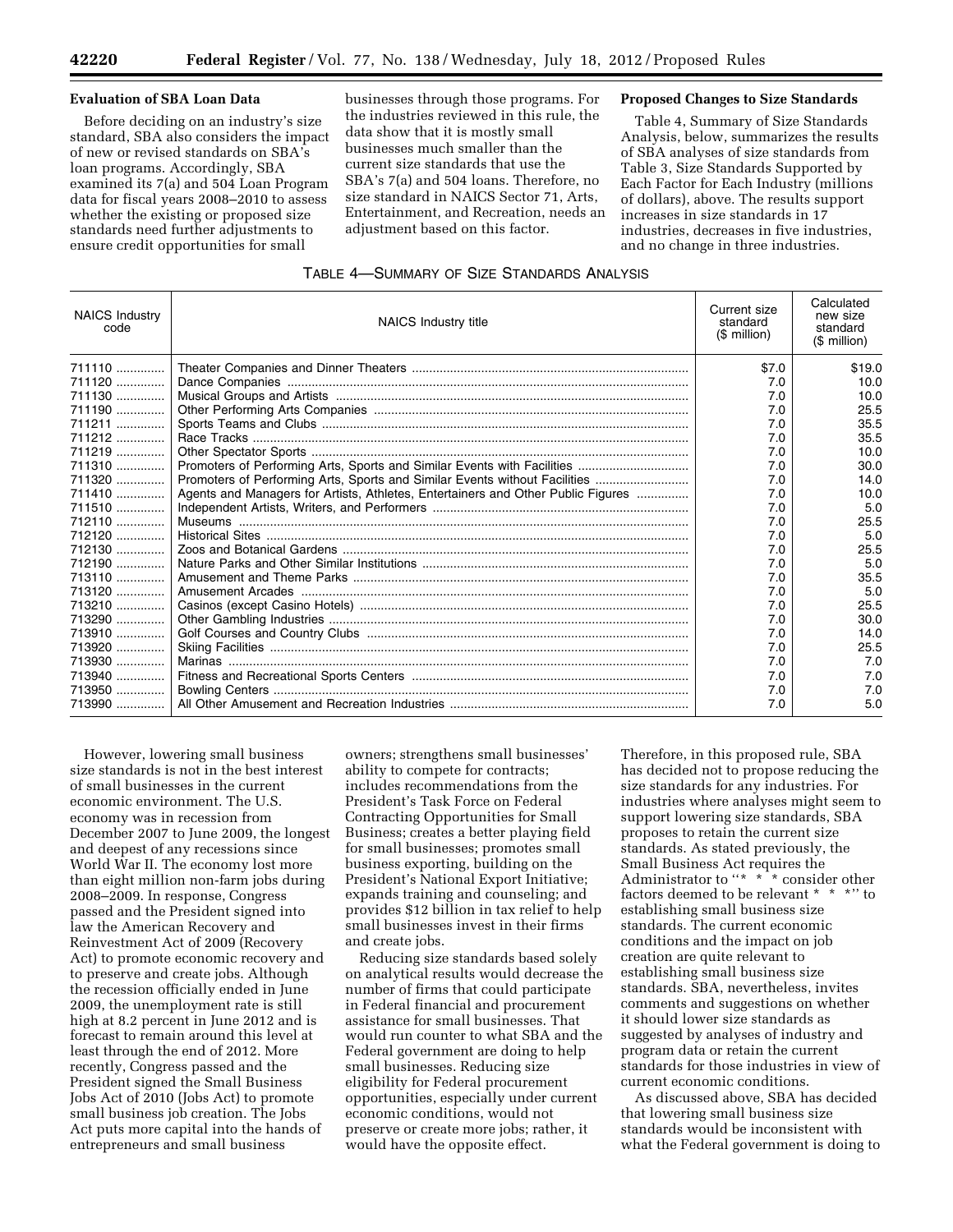**Evaluation of SBA Loan Data**

Before deciding on an industry's size standard, SBA also considers the impact of new or revised standards on SBA's loan programs. Accordingly, SBA examined its 7(a) and 504 Loan Program data for fiscal years 2008–2010 to assess whether the existing or proposed size standards need further adjustments to ensure credit opportunities for small businesses through those programs. For the industries reviewed in this rule, the data show that it is mostly small businesses much smaller than the current size standards that use the SBA's 7(a) and 504 loans. Therefore, no size standard in NAICS Sector 71, Arts, Entertainment, and Recreation, needs an adjustment based on this factor.

**Proposed Changes to Size Standards**

Table 4, Summary of Size Standards Analysis, below, summarizes the results of SBA analyses of size standards from Table 3, Size Standards Supported by Each Factor for Each Industry (millions of dollars), above. The results support increases in size standards in 17 industries, decreases in five industries, and no change in three industries.

TABLE 4—SUMMARY OF SIZE STANDARDS ANALYSIS

| NAICS Industry code | NAICS Industry title | Current size standard ($ million) | Calculated new size standard ($ million) |
|---|---|---|---|
| 711110 | Theater Companies and Dinner Theaters | $7.0 | $19.0 |
| 711120 | Dance Companies | 7.0 | 10.0 |
| 711130 | Musical Groups and Artists | 7.0 | 10.0 |
| 711190 | Other Performing Arts Companies | 7.0 | 25.5 |
| 711211 | Sports Teams and Clubs | 7.0 | 35.5 |
| 711212 | Race Tracks | 7.0 | 35.5 |
| 711219 | Other Spectator Sports | 7.0 | 10.0 |
| 711310 | Promoters of Performing Arts, Sports and Similar Events with Facilities | 7.0 | 30.0 |
| 711320 | Promoters of Performing Arts, Sports and Similar Events without Facilities | 7.0 | 14.0 |
| 711410 | Agents and Managers for Artists, Athletes, Entertainers and Other Public Figures | 7.0 | 10.0 |
| 711510 | Independent Artists, Writers, and Performers | 7.0 | 5.0 |
| 712110 | Museums | 7.0 | 25.5 |
| 712120 | Historical Sites | 7.0 | 5.0 |
| 712130 | Zoos and Botanical Gardens | 7.0 | 25.5 |
| 712190 | Nature Parks and Other Similar Institutions | 7.0 | 5.0 |
| 713110 | Amusement and Theme Parks | 7.0 | 35.5 |
| 713120 | Amusement Arcades | 7.0 | 5.0 |
| 713210 | Casinos (except Casino Hotels) | 7.0 | 25.5 |
| 713290 | Other Gambling Industries | 7.0 | 30.0 |
| 713910 | Golf Courses and Country Clubs | 7.0 | 14.0 |
| 713920 | Skiing Facilities | 7.0 | 25.5 |
| 713930 | Marinas | 7.0 | 7.0 |
| 713940 | Fitness and Recreational Sports Centers | 7.0 | 7.0 |
| 713950 | Bowling Centers | 7.0 | 7.0 |
| 713990 | All Other Amusement and Recreation Industries | 7.0 | 5.0 |

However, lowering small business size standards is not in the best interest of small businesses in the current economic environment. The U.S. economy was in recession from December 2007 to June 2009, the longest and deepest of any recessions since World War II. The economy lost more than eight million non-farm jobs during 2008–2009. In response, Congress passed and the President signed into law the American Recovery and Reinvestment Act of 2009 (Recovery Act) to promote economic recovery and to preserve and create jobs. Although the recession officially ended in June 2009, the unemployment rate is still high at 8.2 percent in June 2012 and is forecast to remain around this level at least through the end of 2012. More recently, Congress passed and the President signed the Small Business Jobs Act of 2010 (Jobs Act) to promote small business job creation. The Jobs Act puts more capital into the hands of entrepreneurs and small business owners; strengthens small businesses' ability to compete for contracts; includes recommendations from the President's Task Force on Federal Contracting Opportunities for Small Business; creates a better playing field for small businesses; promotes small business exporting, building on the President's National Export Initiative; expands training and counseling; and provides $12 billion in tax relief to help small businesses invest in their firms and create jobs.

Reducing size standards based solely on analytical results would decrease the number of firms that could participate in Federal financial and procurement assistance for small businesses. That would run counter to what SBA and the Federal government are doing to help small businesses. Reducing size eligibility for Federal procurement opportunities, especially under current economic conditions, would not preserve or create more jobs; rather, it would have the opposite effect.

Therefore, in this proposed rule, SBA has decided not to propose reducing the size standards for any industries. For industries where analyses might seem to support lowering size standards, SBA proposes to retain the current size standards. As stated previously, the Small Business Act requires the Administrator to ''* * * consider other factors deemed to be relevant * * *'' to establishing small business size standards. The current economic conditions and the impact on job creation are quite relevant to establishing small business size standards. SBA, nevertheless, invites comments and suggestions on whether it should lower size standards as suggested by analyses of industry and program data or retain the current standards for those industries in view of current economic conditions.

As discussed above, SBA has decided that lowering small business size standards would be inconsistent with what the Federal government is doing to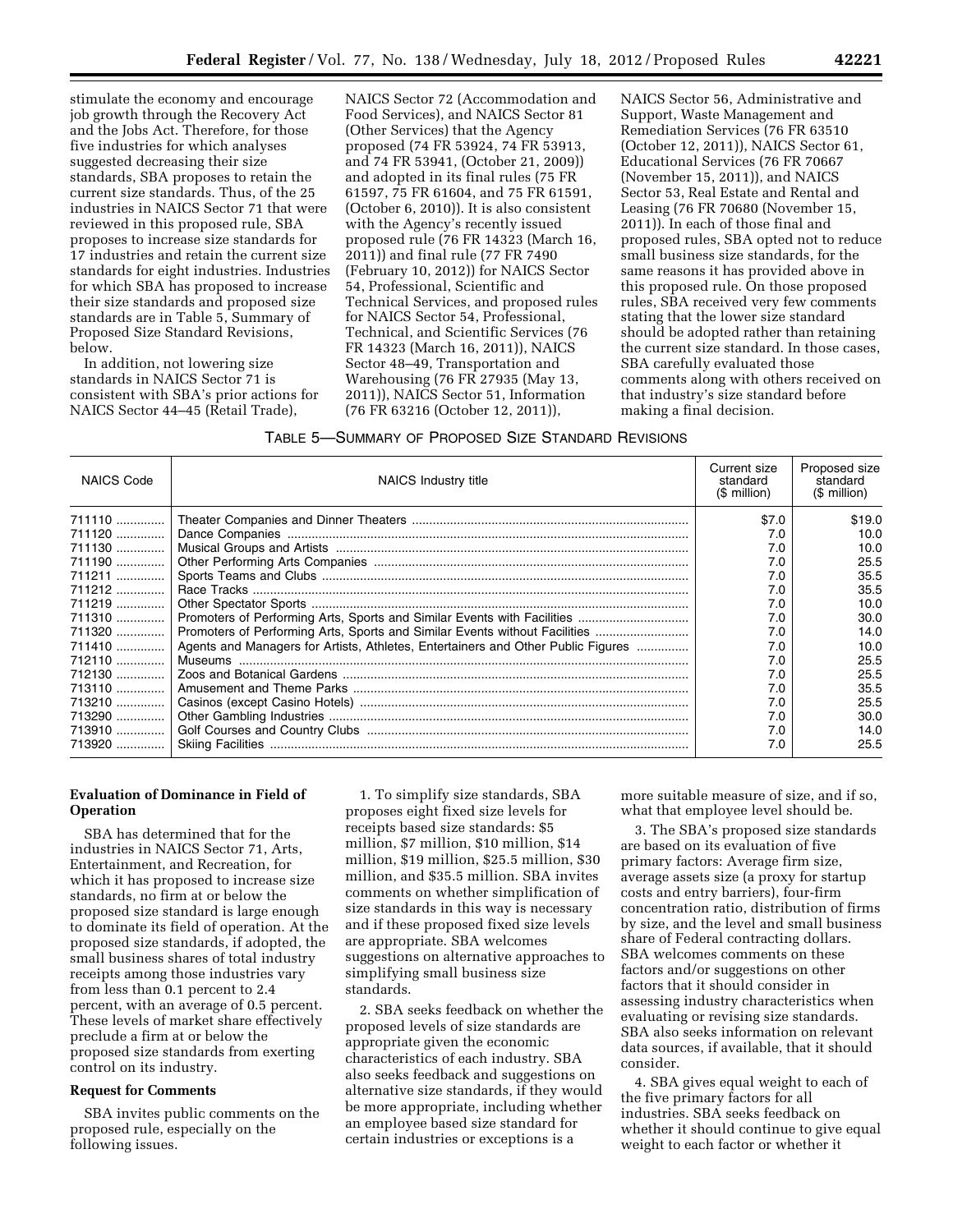stimulate the economy and encourage job growth through the Recovery Act and the Jobs Act. Therefore, for those five industries for which analyses suggested decreasing their size standards, SBA proposes to retain the current size standards. Thus, of the 25 industries in NAICS Sector 71 that were reviewed in this proposed rule, SBA proposes to increase size standards for 17 industries and retain the current size standards for eight industries. Industries for which SBA has proposed to increase their size standards and proposed size standards are in Table 5, Summary of Proposed Size Standard Revisions, below.

In addition, not lowering size standards in NAICS Sector 71 is consistent with SBA's prior actions for NAICS Sector 44–45 (Retail Trade), NAICS Sector 72 (Accommodation and Food Services), and NAICS Sector 81 (Other Services) that the Agency proposed (74 FR 53924, 74 FR 53913, and 74 FR 53941, (October 21, 2009)) and adopted in its final rules (75 FR 61597, 75 FR 61604, and 75 FR 61591, (October 6, 2010)). It is also consistent with the Agency's recently issued proposed rule (76 FR 14323 (March 16, 2011)) and final rule (77 FR 7490 (February 10, 2012)) for NAICS Sector 54, Professional, Scientific and Technical Services, and proposed rules for NAICS Sector 54, Professional, Technical, and Scientific Services (76 FR 14323 (March 16, 2011)), NAICS Sector 48–49, Transportation and Warehousing (76 FR 27935 (May 13, 2011)), NAICS Sector 51, Information (76 FR 63216 (October 12, 2011)), NAICS Sector 56, Administrative and Support, Waste Management and Remediation Services (76 FR 63510 (October 12, 2011)), NAICS Sector 61, Educational Services (76 FR 70667 (November 15, 2011)), and NAICS Sector 53, Real Estate and Rental and Leasing (76 FR 70680 (November 15, 2011)). In each of those final and proposed rules, SBA opted not to reduce small business size standards, for the same reasons it has provided above in this proposed rule. On those proposed rules, SBA received very few comments stating that the lower size standard should be adopted rather than retaining the current size standard. In those cases, SBA carefully evaluated those comments along with others received on that industry's size standard before making a final decision.

TABLE 5—SUMMARY OF PROPOSED SIZE STANDARD REVISIONS

| NAICS Code | NAICS Industry title | Current size standard ($ million) | Proposed size standard ($ million) |
|---|---|---|---|
| 711110 | Theater Companies and Dinner Theaters | $7.0 | $19.0 |
| 711120 | Dance Companies | 7.0 | 10.0 |
| 711130 | Musical Groups and Artists | 7.0 | 10.0 |
| 711190 | Other Performing Arts Companies | 7.0 | 25.5 |
| 711211 | Sports Teams and Clubs | 7.0 | 35.5 |
| 711212 | Race Tracks | 7.0 | 35.5 |
| 711219 | Other Spectator Sports | 7.0 | 10.0 |
| 711310 | Promoters of Performing Arts, Sports and Similar Events with Facilities | 7.0 | 30.0 |
| 711320 | Promoters of Performing Arts, Sports and Similar Events without Facilities | 7.0 | 14.0 |
| 711410 | Agents and Managers for Artists, Athletes, Entertainers and Other Public Figures | 7.0 | 10.0 |
| 712110 | Museums | 7.0 | 25.5 |
| 712130 | Zoos and Botanical Gardens | 7.0 | 25.5 |
| 713110 | Amusement and Theme Parks | 7.0 | 35.5 |
| 713210 | Casinos (except Casino Hotels) | 7.0 | 25.5 |
| 713290 | Other Gambling Industries | 7.0 | 30.0 |
| 713910 | Golf Courses and Country Clubs | 7.0 | 14.0 |
| 713920 | Skiing Facilities | 7.0 | 25.5 |

**Evaluation of Dominance in Field of Operation**

SBA has determined that for the industries in NAICS Sector 71, Arts, Entertainment, and Recreation, for which it has proposed to increase size standards, no firm at or below the proposed size standard is large enough to dominate its field of operation. At the proposed size standards, if adopted, the small business shares of total industry receipts among those industries vary from less than 0.1 percent to 2.4 percent, with an average of 0.5 percent. These levels of market share effectively preclude a firm at or below the proposed size standards from exerting control on its industry.

**Request for Comments**

SBA invites public comments on the proposed rule, especially on the following issues.

1. To simplify size standards, SBA proposes eight fixed size levels for receipts based size standards: $5 million, $7 million, $10 million, $14 million, $19 million, $25.5 million, $30 million, and $35.5 million. SBA invites comments on whether simplification of size standards in this way is necessary and if these proposed fixed size levels are appropriate. SBA welcomes suggestions on alternative approaches to simplifying small business size standards.

2. SBA seeks feedback on whether the proposed levels of size standards are appropriate given the economic characteristics of each industry. SBA also seeks feedback and suggestions on alternative size standards, if they would be more appropriate, including whether an employee based size standard for certain industries or exceptions is a more suitable measure of size, and if so, what that employee level should be.

3. The SBA's proposed size standards are based on its evaluation of five primary factors: Average firm size, average assets size (a proxy for startup costs and entry barriers), four-firm concentration ratio, distribution of firms by size, and the level and small business share of Federal contracting dollars. SBA welcomes comments on these factors and/or suggestions on other factors that it should consider in assessing industry characteristics when evaluating or revising size standards. SBA also seeks information on relevant data sources, if available, that it should consider.

4. SBA gives equal weight to each of the five primary factors for all industries. SBA seeks feedback on whether it should continue to give equal weight to each factor or whether it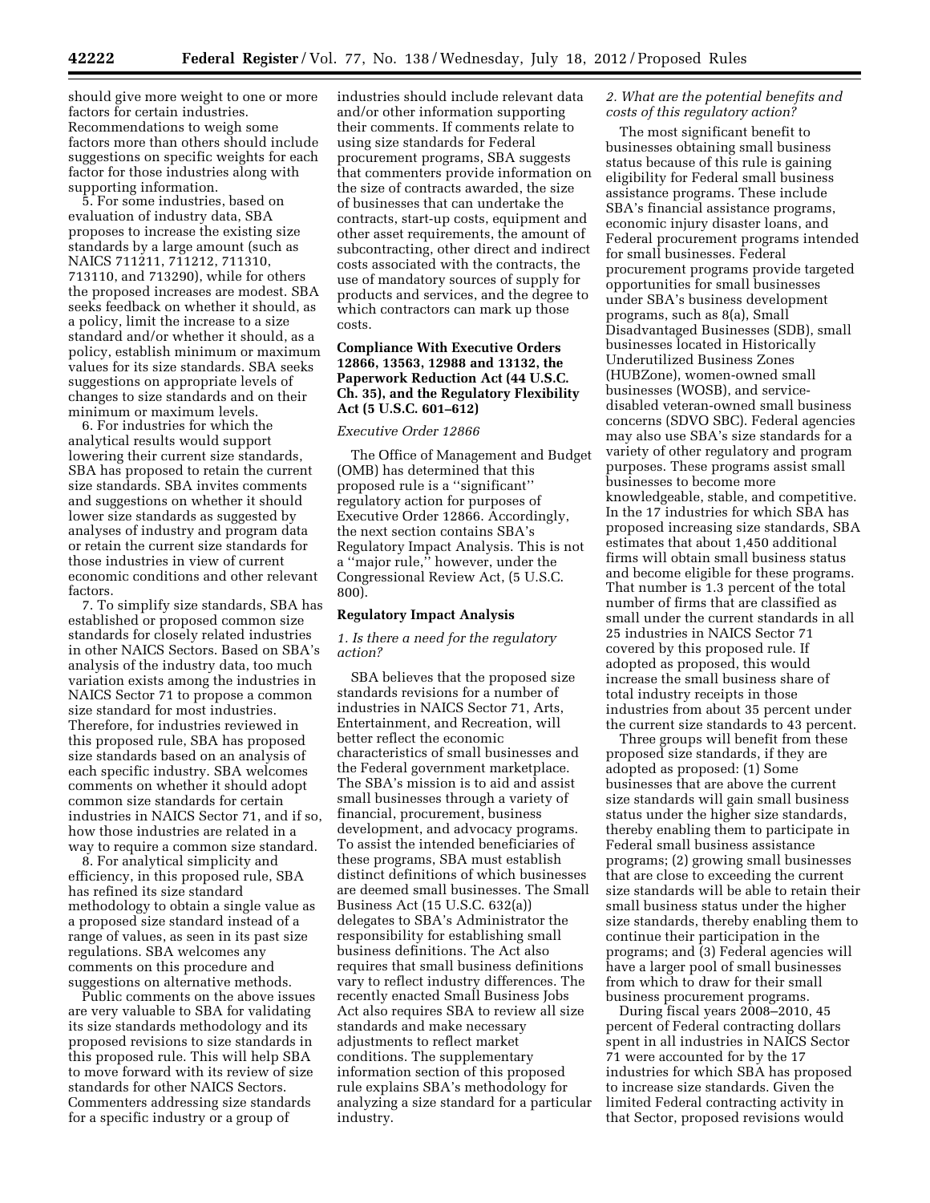should give more weight to one or more factors for certain industries. Recommendations to weigh some factors more than others should include suggestions on specific weights for each factor for those industries along with supporting information.

5. For some industries, based on evaluation of industry data, SBA proposes to increase the existing size standards by a large amount (such as NAICS 711211, 711212, 711310, 713110, and 713290), while for others the proposed increases are modest. SBA seeks feedback on whether it should, as a policy, limit the increase to a size standard and/or whether it should, as a policy, establish minimum or maximum values for its size standards. SBA seeks suggestions on appropriate levels of changes to size standards and on their minimum or maximum levels.

6. For industries for which the analytical results would support lowering their current size standards, SBA has proposed to retain the current size standards. SBA invites comments and suggestions on whether it should lower size standards as suggested by analyses of industry and program data or retain the current size standards for those industries in view of current economic conditions and other relevant factors.

7. To simplify size standards, SBA has established or proposed common size standards for closely related industries in other NAICS Sectors. Based on SBA's analysis of the industry data, too much variation exists among the industries in NAICS Sector 71 to propose a common size standard for most industries. Therefore, for industries reviewed in this proposed rule, SBA has proposed size standards based on an analysis of each specific industry. SBA welcomes comments on whether it should adopt common size standards for certain industries in NAICS Sector 71, and if so, how those industries are related in a way to require a common size standard.

8. For analytical simplicity and efficiency, in this proposed rule, SBA has refined its size standard methodology to obtain a single value as a proposed size standard instead of a range of values, as seen in its past size regulations. SBA welcomes any comments on this procedure and suggestions on alternative methods.

Public comments on the above issues are very valuable to SBA for validating its size standards methodology and its proposed revisions to size standards in this proposed rule. This will help SBA to move forward with its review of size standards for other NAICS Sectors. Commenters addressing size standards for a specific industry or a group of industries should include relevant data and/or other information supporting their comments. If comments relate to using size standards for Federal procurement programs, SBA suggests that commenters provide information on the size of contracts awarded, the size of businesses that can undertake the contracts, start-up costs, equipment and other asset requirements, the amount of subcontracting, other direct and indirect costs associated with the contracts, the use of mandatory sources of supply for products and services, and the degree to which contractors can mark up those costs.

## Compliance With Executive Orders 12866, 13563, 12988 and 13132, the Paperwork Reduction Act (44 U.S.C. Ch. 35), and the Regulatory Flexibility Act (5 U.S.C. 601–612)

*Executive Order 12866*

The Office of Management and Budget (OMB) has determined that this proposed rule is a ''significant'' regulatory action for purposes of Executive Order 12866. Accordingly, the next section contains SBA's Regulatory Impact Analysis. This is not a ''major rule,'' however, under the Congressional Review Act, (5 U.S.C. 800).

## Regulatory Impact Analysis

*1. Is there a need for the regulatory action?*

SBA believes that the proposed size standards revisions for a number of industries in NAICS Sector 71, Arts, Entertainment, and Recreation, will better reflect the economic characteristics of small businesses and the Federal government marketplace. The SBA's mission is to aid and assist small businesses through a variety of financial, procurement, business development, and advocacy programs. To assist the intended beneficiaries of these programs, SBA must establish distinct definitions of which businesses are deemed small businesses. The Small Business Act (15 U.S.C. 632(a)) delegates to SBA's Administrator the responsibility for establishing small business definitions. The Act also requires that small business definitions vary to reflect industry differences. The recently enacted Small Business Jobs Act also requires SBA to review all size standards and make necessary adjustments to reflect market conditions. The supplementary information section of this proposed rule explains SBA's methodology for analyzing a size standard for a particular industry.

*2. What are the potential benefits and costs of this regulatory action?*

The most significant benefit to businesses obtaining small business status because of this rule is gaining eligibility for Federal small business assistance programs. These include SBA's financial assistance programs, economic injury disaster loans, and Federal procurement programs intended for small businesses. Federal procurement programs provide targeted opportunities for small businesses under SBA's business development programs, such as 8(a), Small Disadvantaged Businesses (SDB), small businesses located in Historically Underutilized Business Zones (HUBZone), women-owned small businesses (WOSB), and service-disabled veteran-owned small business concerns (SDVO SBC). Federal agencies may also use SBA's size standards for a variety of other regulatory and program purposes. These programs assist small businesses to become more knowledgeable, stable, and competitive. In the 17 industries for which SBA has proposed increasing size standards, SBA estimates that about 1,450 additional firms will obtain small business status and become eligible for these programs. That number is 1.3 percent of the total number of firms that are classified as small under the current standards in all 25 industries in NAICS Sector 71 covered by this proposed rule. If adopted as proposed, this would increase the small business share of total industry receipts in those industries from about 35 percent under the current size standards to 43 percent.

Three groups will benefit from these proposed size standards, if they are adopted as proposed: (1) Some businesses that are above the current size standards will gain small business status under the higher size standards, thereby enabling them to participate in Federal small business assistance programs; (2) growing small businesses that are close to exceeding the current size standards will be able to retain their small business status under the higher size standards, thereby enabling them to continue their participation in the programs; and (3) Federal agencies will have a larger pool of small businesses from which to draw for their small business procurement programs.

During fiscal years 2008–2010, 45 percent of Federal contracting dollars spent in all industries in NAICS Sector 71 were accounted for by the 17 industries for which SBA has proposed to increase size standards. Given the limited Federal contracting activity in that Sector, proposed revisions would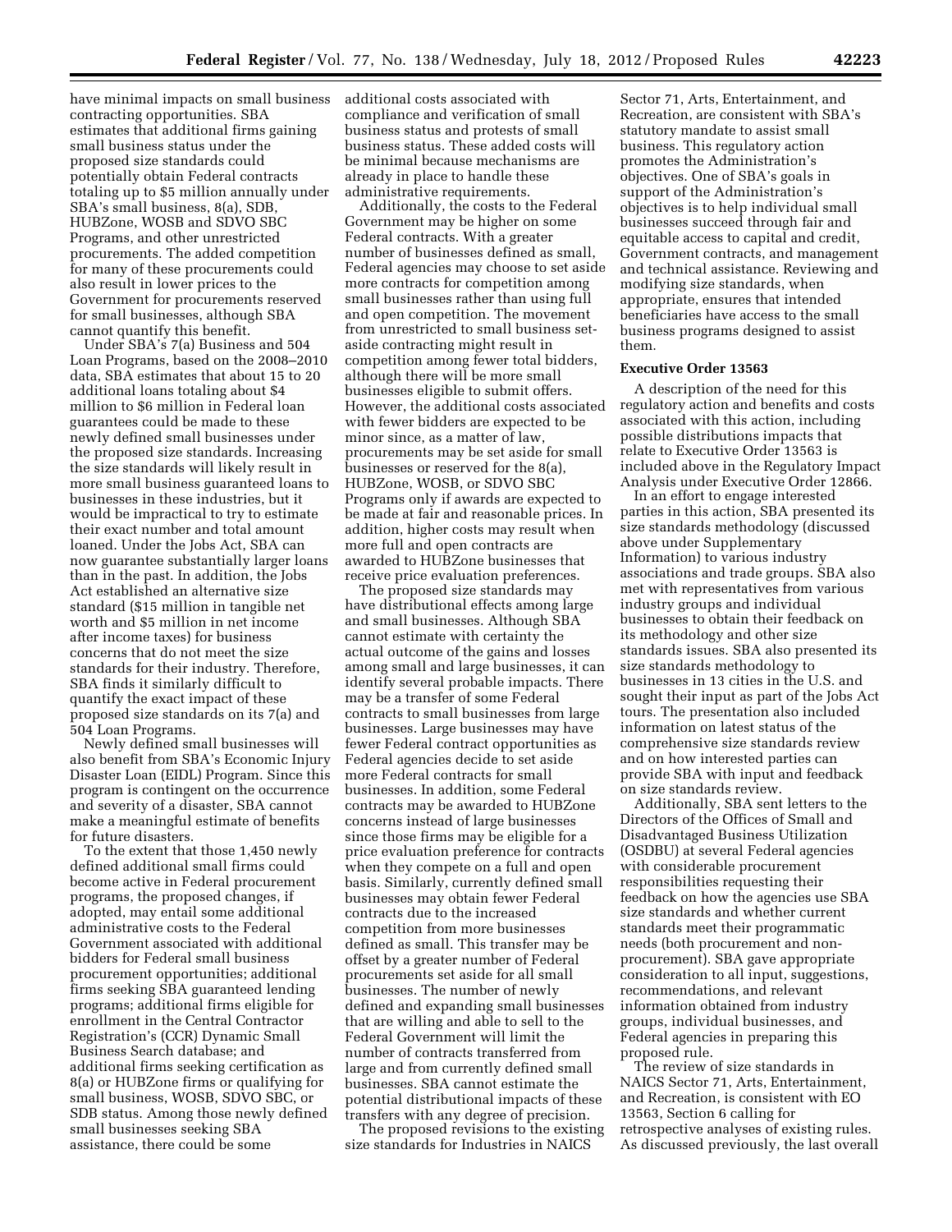have minimal impacts on small business contracting opportunities. SBA estimates that additional firms gaining small business status under the proposed size standards could potentially obtain Federal contracts totaling up to $5 million annually under SBA's small business, 8(a), SDB, HUBZone, WOSB and SDVO SBC Programs, and other unrestricted procurements. The added competition for many of these procurements could also result in lower prices to the Government for procurements reserved for small businesses, although SBA cannot quantify this benefit.

Under SBA's 7(a) Business and 504 Loan Programs, based on the 2008–2010 data, SBA estimates that about 15 to 20 additional loans totaling about $4 million to $6 million in Federal loan guarantees could be made to these newly defined small businesses under the proposed size standards. Increasing the size standards will likely result in more small business guaranteed loans to businesses in these industries, but it would be impractical to try to estimate their exact number and total amount loaned. Under the Jobs Act, SBA can now guarantee substantially larger loans than in the past. In addition, the Jobs Act established an alternative size standard ($15 million in tangible net worth and $5 million in net income after income taxes) for business concerns that do not meet the size standards for their industry. Therefore, SBA finds it similarly difficult to quantify the exact impact of these proposed size standards on its 7(a) and 504 Loan Programs.

Newly defined small businesses will also benefit from SBA's Economic Injury Disaster Loan (EIDL) Program. Since this program is contingent on the occurrence and severity of a disaster, SBA cannot make a meaningful estimate of benefits for future disasters.

To the extent that those 1,450 newly defined additional small firms could become active in Federal procurement programs, the proposed changes, if adopted, may entail some additional administrative costs to the Federal Government associated with additional bidders for Federal small business procurement opportunities; additional firms seeking SBA guaranteed lending programs; additional firms eligible for enrollment in the Central Contractor Registration's (CCR) Dynamic Small Business Search database; and additional firms seeking certification as 8(a) or HUBZone firms or qualifying for small business, WOSB, SDVO SBC, or SDB status. Among those newly defined small businesses seeking SBA assistance, there could be some additional costs associated with compliance and verification of small business status and protests of small business status. These added costs will be minimal because mechanisms are already in place to handle these administrative requirements.

Additionally, the costs to the Federal Government may be higher on some Federal contracts. With a greater number of businesses defined as small, Federal agencies may choose to set aside more contracts for competition among small businesses rather than using full and open competition. The movement from unrestricted to small business set-aside contracting might result in competition among fewer total bidders, although there will be more small businesses eligible to submit offers. However, the additional costs associated with fewer bidders are expected to be minor since, as a matter of law, procurements may be set aside for small businesses or reserved for the 8(a), HUBZone, WOSB, or SDVO SBC Programs only if awards are expected to be made at fair and reasonable prices. In addition, higher costs may result when more full and open contracts are awarded to HUBZone businesses that receive price evaluation preferences.

The proposed size standards may have distributional effects among large and small businesses. Although SBA cannot estimate with certainty the actual outcome of the gains and losses among small and large businesses, it can identify several probable impacts. There may be a transfer of some Federal contracts to small businesses from large businesses. Large businesses may have fewer Federal contract opportunities as Federal agencies decide to set aside more Federal contracts for small businesses. In addition, some Federal contracts may be awarded to HUBZone concerns instead of large businesses since those firms may be eligible for a price evaluation preference for contracts when they compete on a full and open basis. Similarly, currently defined small businesses may obtain fewer Federal contracts due to the increased competition from more businesses defined as small. This transfer may be offset by a greater number of Federal procurements set aside for all small businesses. The number of newly defined and expanding small businesses that are willing and able to sell to the Federal Government will limit the number of contracts transferred from large and from currently defined small businesses. SBA cannot estimate the potential distributional impacts of these transfers with any degree of precision.

The proposed revisions to the existing size standards for Industries in NAICS Sector 71, Arts, Entertainment, and Recreation, are consistent with SBA's statutory mandate to assist small business. This regulatory action promotes the Administration's objectives. One of SBA's goals in support of the Administration's objectives is to help individual small businesses succeed through fair and equitable access to capital and credit, Government contracts, and management and technical assistance. Reviewing and modifying size standards, when appropriate, ensures that intended beneficiaries have access to the small business programs designed to assist them.

**Executive Order 13563**

A description of the need for this regulatory action and benefits and costs associated with this action, including possible distributions impacts that relate to Executive Order 13563 is included above in the Regulatory Impact Analysis under Executive Order 12866.

In an effort to engage interested parties in this action, SBA presented its size standards methodology (discussed above under Supplementary Information) to various industry associations and trade groups. SBA also met with representatives from various industry groups and individual businesses to obtain their feedback on its methodology and other size standards issues. SBA also presented its size standards methodology to businesses in 13 cities in the U.S. and sought their input as part of the Jobs Act tours. The presentation also included information on latest status of the comprehensive size standards review and on how interested parties can provide SBA with input and feedback on size standards review.

Additionally, SBA sent letters to the Directors of the Offices of Small and Disadvantaged Business Utilization (OSDBU) at several Federal agencies with considerable procurement responsibilities requesting their feedback on how the agencies use SBA size standards and whether current standards meet their programmatic needs (both procurement and non-procurement). SBA gave appropriate consideration to all input, suggestions, recommendations, and relevant information obtained from industry groups, individual businesses, and Federal agencies in preparing this proposed rule.

The review of size standards in NAICS Sector 71, Arts, Entertainment, and Recreation, is consistent with EO 13563, Section 6 calling for retrospective analyses of existing rules. As discussed previously, the last overall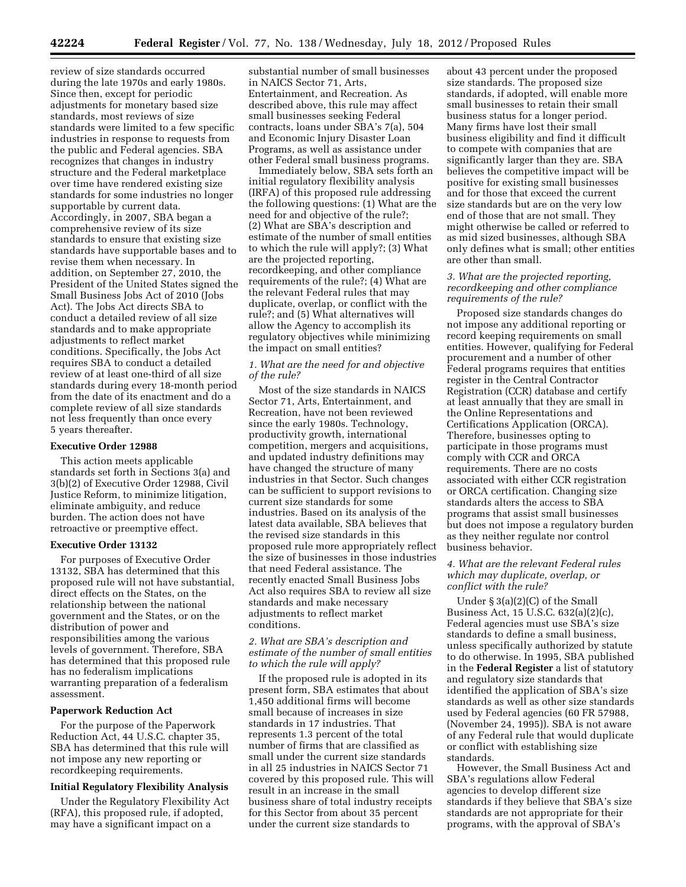review of size standards occurred during the late 1970s and early 1980s. Since then, except for periodic adjustments for monetary based size standards, most reviews of size standards were limited to a few specific industries in response to requests from the public and Federal agencies. SBA recognizes that changes in industry structure and the Federal marketplace over time have rendered existing size standards for some industries no longer supportable by current data. Accordingly, in 2007, SBA began a comprehensive review of its size standards to ensure that existing size standards have supportable bases and to revise them when necessary. In addition, on September 27, 2010, the President of the United States signed the Small Business Jobs Act of 2010 (Jobs Act). The Jobs Act directs SBA to conduct a detailed review of all size standards and to make appropriate adjustments to reflect market conditions. Specifically, the Jobs Act requires SBA to conduct a detailed review of at least one-third of all size standards during every 18-month period from the date of its enactment and do a complete review of all size standards not less frequently than once every 5 years thereafter.

**Executive Order 12988**

This action meets applicable standards set forth in Sections 3(a) and 3(b)(2) of Executive Order 12988, Civil Justice Reform, to minimize litigation, eliminate ambiguity, and reduce burden. The action does not have retroactive or preemptive effect.

**Executive Order 13132**

For purposes of Executive Order 13132, SBA has determined that this proposed rule will not have substantial, direct effects on the States, on the relationship between the national government and the States, or on the distribution of power and responsibilities among the various levels of government. Therefore, SBA has determined that this proposed rule has no federalism implications warranting preparation of a federalism assessment.

**Paperwork Reduction Act**

For the purpose of the Paperwork Reduction Act, 44 U.S.C. chapter 35, SBA has determined that this rule will not impose any new reporting or recordkeeping requirements.

**Initial Regulatory Flexibility Analysis**

Under the Regulatory Flexibility Act (RFA), this proposed rule, if adopted, may have a significant impact on a substantial number of small businesses in NAICS Sector 71, Arts, Entertainment, and Recreation. As described above, this rule may affect small businesses seeking Federal contracts, loans under SBA's 7(a), 504 and Economic Injury Disaster Loan Programs, as well as assistance under other Federal small business programs.

Immediately below, SBA sets forth an initial regulatory flexibility analysis (IRFA) of this proposed rule addressing the following questions: (1) What are the need for and objective of the rule?; (2) What are SBA's description and estimate of the number of small entities to which the rule will apply?; (3) What are the projected reporting, recordkeeping, and other compliance requirements of the rule?; (4) What are the relevant Federal rules that may duplicate, overlap, or conflict with the rule?; and (5) What alternatives will allow the Agency to accomplish its regulatory objectives while minimizing the impact on small entities?

*1. What are the need for and objective of the rule?*

Most of the size standards in NAICS Sector 71, Arts, Entertainment, and Recreation, have not been reviewed since the early 1980s. Technology, productivity growth, international competition, mergers and acquisitions, and updated industry definitions may have changed the structure of many industries in that Sector. Such changes can be sufficient to support revisions to current size standards for some industries. Based on its analysis of the latest data available, SBA believes that the revised size standards in this proposed rule more appropriately reflect the size of businesses in those industries that need Federal assistance. The recently enacted Small Business Jobs Act also requires SBA to review all size standards and make necessary adjustments to reflect market conditions.

*2. What are SBA's description and estimate of the number of small entities to which the rule will apply?*

If the proposed rule is adopted in its present form, SBA estimates that about 1,450 additional firms will become small because of increases in size standards in 17 industries. That represents 1.3 percent of the total number of firms that are classified as small under the current size standards in all 25 industries in NAICS Sector 71 covered by this proposed rule. This will result in an increase in the small business share of total industry receipts for this Sector from about 35 percent under the current size standards to about 43 percent under the proposed size standards. The proposed size standards, if adopted, will enable more small businesses to retain their small business status for a longer period. Many firms have lost their small business eligibility and find it difficult to compete with companies that are significantly larger than they are. SBA believes the competitive impact will be positive for existing small businesses and for those that exceed the current size standards but are on the very low end of those that are not small. They might otherwise be called or referred to as mid sized businesses, although SBA only defines what is small; other entities are other than small.

*3. What are the projected reporting, recordkeeping and other compliance requirements of the rule?*

Proposed size standards changes do not impose any additional reporting or record keeping requirements on small entities. However, qualifying for Federal procurement and a number of other Federal programs requires that entities register in the Central Contractor Registration (CCR) database and certify at least annually that they are small in the Online Representations and Certifications Application (ORCA). Therefore, businesses opting to participate in those programs must comply with CCR and ORCA requirements. There are no costs associated with either CCR registration or ORCA certification. Changing size standards alters the access to SBA programs that assist small businesses but does not impose a regulatory burden as they neither regulate nor control business behavior.

*4. What are the relevant Federal rules which may duplicate, overlap, or conflict with the rule?*

Under § 3(a)(2)(C) of the Small Business Act, 15 U.S.C. 632(a)(2)(c), Federal agencies must use SBA's size standards to define a small business, unless specifically authorized by statute to do otherwise. In 1995, SBA published in the **Federal Register** a list of statutory and regulatory size standards that identified the application of SBA's size standards as well as other size standards used by Federal agencies (60 FR 57988, (November 24, 1995)). SBA is not aware of any Federal rule that would duplicate or conflict with establishing size standards.

However, the Small Business Act and SBA's regulations allow Federal agencies to develop different size standards if they believe that SBA's size standards are not appropriate for their programs, with the approval of SBA's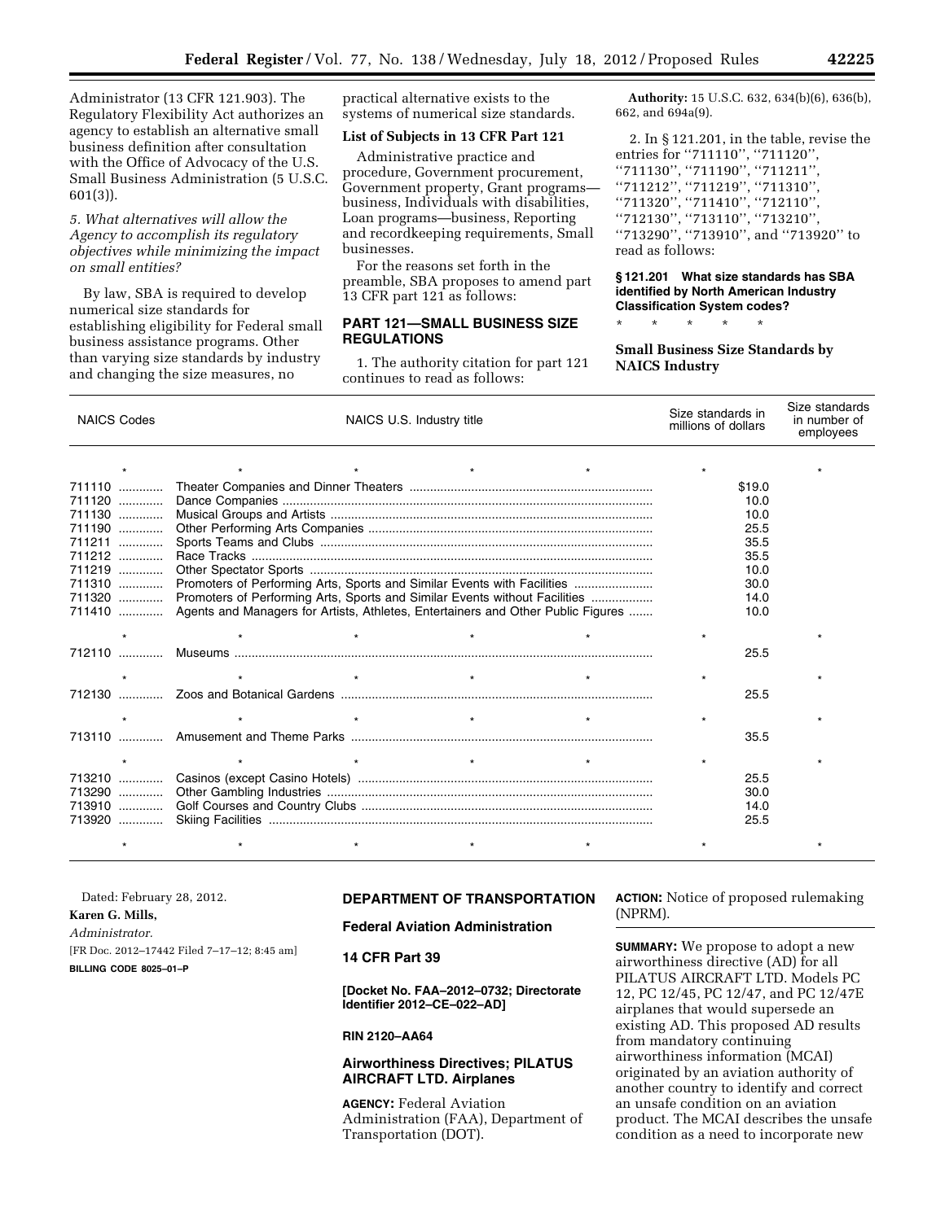Administrator (13 CFR 121.903). The Regulatory Flexibility Act authorizes an agency to establish an alternative small business definition after consultation with the Office of Advocacy of the U.S. Small Business Administration (5 U.S.C. 601(3)).

*5. What alternatives will allow the Agency to accomplish its regulatory objectives while minimizing the impact on small entities?*

By law, SBA is required to develop numerical size standards for establishing eligibility for Federal small business assistance programs. Other than varying size standards by industry and changing the size measures, no practical alternative exists to the systems of numerical size standards.

### List of Subjects in 13 CFR Part 121

Administrative practice and procedure, Government procurement, Government property, Grant programs—business, Individuals with disabilities, Loan programs—business, Reporting and recordkeeping requirements, Small businesses.

For the reasons set forth in the preamble, SBA proposes to amend part 13 CFR part 121 as follows:

## PART 121—SMALL BUSINESS SIZE REGULATIONS

1. The authority citation for part 121 continues to read as follows:

**Authority:** 15 U.S.C. 632, 634(b)(6), 636(b), 662, and 694a(9).

2. In § 121.201, in the table, revise the entries for ''711110'', ''711120'', ''711130'', ''711190'', ''711211'', ''711212'', ''711219'', ''711310'', ''711320'', ''711410'', ''712110'', ''712130'', ''713110'', ''713210'', ''713290'', ''713910'', and ''713920'' to read as follows:

**§ 121.201 What size standards has SBA identified by North American Industry Classification System codes?**

\* \* \* \* \*

**Small Business Size Standards by NAICS Industry**

| NAICS Codes | NAICS U.S. Industry title | Size standards in millions of dollars | Size standards in number of employees |
|---|---|---|---|
| * | * * * * * | * | * |
| 711110 | Theater Companies and Dinner Theaters | $19.0 | |
| 711120 | Dance Companies | 10.0 | |
| 711130 | Musical Groups and Artists | 10.0 | |
| 711190 | Other Performing Arts Companies | 25.5 | |
| 711211 | Sports Teams and Clubs | 35.5 | |
| 711212 | Race Tracks | 35.5 | |
| 711219 | Other Spectator Sports | 10.0 | |
| 711310 | Promoters of Performing Arts, Sports and Similar Events with Facilities | 30.0 | |
| 711320 | Promoters of Performing Arts, Sports and Similar Events without Facilities | 14.0 | |
| 711410 | Agents and Managers for Artists, Athletes, Entertainers and Other Public Figures | 10.0 | |
| * | * * * * * | * | * |
| 712110 | Museums | 25.5 | |
| * | * * * * * | * | * |
| 712130 | Zoos and Botanical Gardens | 25.5 | |
| * | * * * * * | * | * |
| 713110 | Amusement and Theme Parks | 35.5 | |
| * | * * * * * | * | * |
| 713210 | Casinos (except Casino Hotels) | 25.5 | |
| 713290 | Other Gambling Industries | 30.0 | |
| 713910 | Golf Courses and Country Clubs | 14.0 | |
| 713920 | Skiing Facilities | 25.5 | |
| * | * * * * * | * | * |

Dated: February 28, 2012.

**Karen G. Mills,**

*Administrator.*

[FR Doc. 2012–17442 Filed 7–17–12; 8:45 am]

**BILLING CODE 8025–01–P**

## DEPARTMENT OF TRANSPORTATION

### Federal Aviation Administration

### 14 CFR Part 39

**[Docket No. FAA–2012–0732; Directorate Identifier 2012–CE–022–AD]**

**RIN 2120–AA64**

### Airworthiness Directives; PILATUS AIRCRAFT LTD. Airplanes

**AGENCY:** Federal Aviation Administration (FAA), Department of Transportation (DOT).

**ACTION:** Notice of proposed rulemaking (NPRM).

**SUMMARY:** We propose to adopt a new airworthiness directive (AD) for all PILATUS AIRCRAFT LTD. Models PC 12, PC 12/45, PC 12/47, and PC 12/47E airplanes that would supersede an existing AD. This proposed AD results from mandatory continuing airworthiness information (MCAI) originated by an aviation authority of another country to identify and correct an unsafe condition on an aviation product. The MCAI describes the unsafe condition as a need to incorporate new